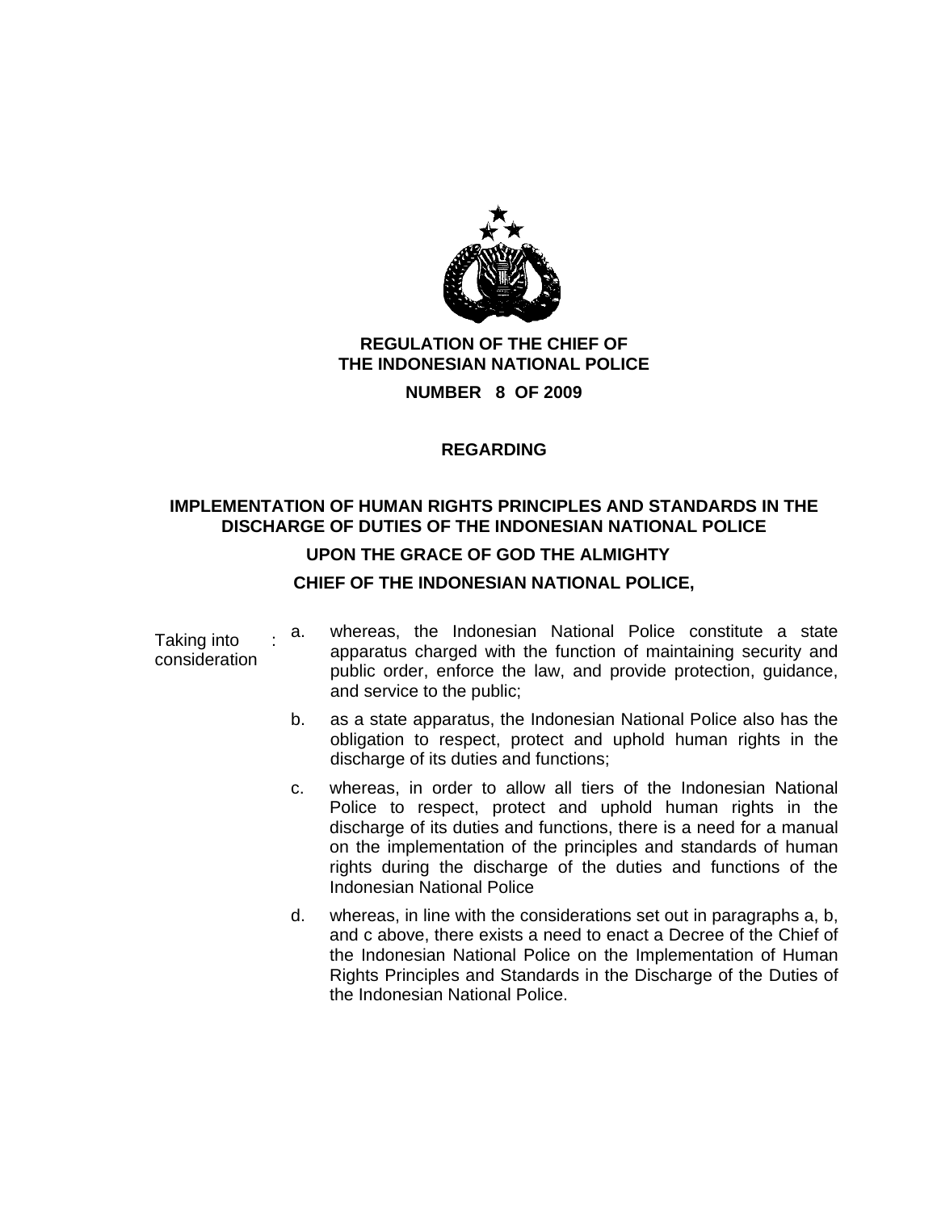**REGULATION OF THE CHIEF OF THE INDONESIAN NATIONAL POLICE**

**NUMBER 8 OF 2009**

**REGARDING**

**IMPLEMENTATION OF HUMAN RIGHTS PRINCIPLES AND STANDARDS IN THE DISCHARGE OF DUTIES OF THE INDONESIAN NATIONAL POLICE**

**UPON THE GRACE OF GOD THE ALMIGHTY**

**CHIEF OF THE INDONESIAN NATIONAL POLICE,**

Taking into consideration :

a. whereas, the Indonesian National Police constitute a state apparatus charged with the function of maintaining security and public order, enforce the law, and provide protection, guidance, and service to the public;

b. as a state apparatus, the Indonesian National Police also has the obligation to respect, protect and uphold human rights in the discharge of its duties and functions;

c. whereas, in order to allow all tiers of the Indonesian National Police to respect, protect and uphold human rights in the discharge of its duties and functions, there is a need for a manual on the implementation of the principles and standards of human rights during the discharge of the duties and functions of the Indonesian National Police

d. whereas, in line with the considerations set out in paragraphs a, b, and c above, there exists a need to enact a Decree of the Chief of the Indonesian National Police on the Implementation of Human Rights Principles and Standards in the Discharge of the Duties of the Indonesian National Police.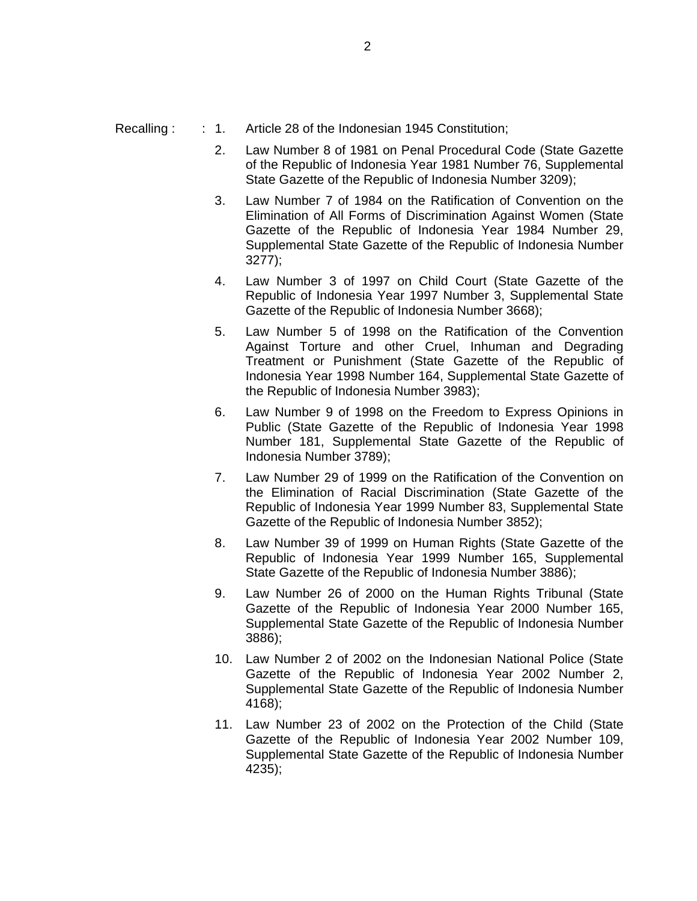Recalling : 

1. Article 28 of the Indonesian 1945 Constitution;
2. Law Number 8 of 1981 on Penal Procedural Code (State Gazette of the Republic of Indonesia Year 1981 Number 76, Supplemental State Gazette of the Republic of Indonesia Number 3209);
3. Law Number 7 of 1984 on the Ratification of Convention on the Elimination of All Forms of Discrimination Against Women (State Gazette of the Republic of Indonesia Year 1984 Number 29, Supplemental State Gazette of the Republic of Indonesia Number 3277);
4. Law Number 3 of 1997 on Child Court (State Gazette of the Republic of Indonesia Year 1997 Number 3, Supplemental State Gazette of the Republic of Indonesia Number 3668);
5. Law Number 5 of 1998 on the Ratification of the Convention Against Torture and other Cruel, Inhuman and Degrading Treatment or Punishment (State Gazette of the Republic of Indonesia Year 1998 Number 164, Supplemental State Gazette of the Republic of Indonesia Number 3983);
6. Law Number 9 of 1998 on the Freedom to Express Opinions in Public (State Gazette of the Republic of Indonesia Year 1998 Number 181, Supplemental State Gazette of the Republic of Indonesia Number 3789);
7. Law Number 29 of 1999 on the Ratification of the Convention on the Elimination of Racial Discrimination (State Gazette of the Republic of Indonesia Year 1999 Number 83, Supplemental State Gazette of the Republic of Indonesia Number 3852);
8. Law Number 39 of 1999 on Human Rights (State Gazette of the Republic of Indonesia Year 1999 Number 165, Supplemental State Gazette of the Republic of Indonesia Number 3886);
9. Law Number 26 of 2000 on the Human Rights Tribunal (State Gazette of the Republic of Indonesia Year 2000 Number 165, Supplemental State Gazette of the Republic of Indonesia Number 3886);
10. Law Number 2 of 2002 on the Indonesian National Police (State Gazette of the Republic of Indonesia Year 2002 Number 2, Supplemental State Gazette of the Republic of Indonesia Number 4168);
11. Law Number 23 of 2002 on the Protection of the Child (State Gazette of the Republic of Indonesia Year 2002 Number 109, Supplemental State Gazette of the Republic of Indonesia Number 4235);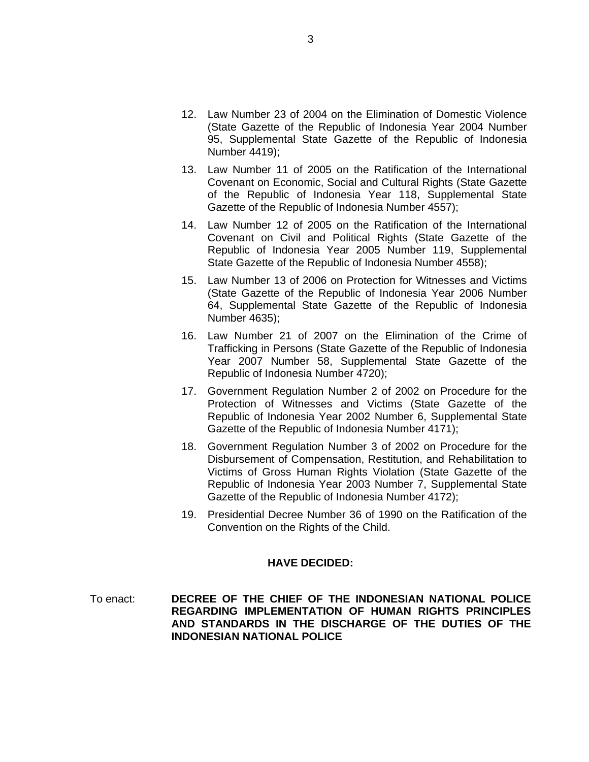12. Law Number 23 of 2004 on the Elimination of Domestic Violence (State Gazette of the Republic of Indonesia Year 2004 Number 95, Supplemental State Gazette of the Republic of Indonesia Number 4419);

13. Law Number 11 of 2005 on the Ratification of the International Covenant on Economic, Social and Cultural Rights (State Gazette of the Republic of Indonesia Year 118, Supplemental State Gazette of the Republic of Indonesia Number 4557);

14. Law Number 12 of 2005 on the Ratification of the International Covenant on Civil and Political Rights (State Gazette of the Republic of Indonesia Year 2005 Number 119, Supplemental State Gazette of the Republic of Indonesia Number 4558);

15. Law Number 13 of 2006 on Protection for Witnesses and Victims (State Gazette of the Republic of Indonesia Year 2006 Number 64, Supplemental State Gazette of the Republic of Indonesia Number 4635);

16. Law Number 21 of 2007 on the Elimination of the Crime of Trafficking in Persons (State Gazette of the Republic of Indonesia Year 2007 Number 58, Supplemental State Gazette of the Republic of Indonesia Number 4720);

17. Government Regulation Number 2 of 2002 on Procedure for the Protection of Witnesses and Victims (State Gazette of the Republic of Indonesia Year 2002 Number 6, Supplemental State Gazette of the Republic of Indonesia Number 4171);

18. Government Regulation Number 3 of 2002 on Procedure for the Disbursement of Compensation, Restitution, and Rehabilitation to Victims of Gross Human Rights Violation (State Gazette of the Republic of Indonesia Year 2003 Number 7, Supplemental State Gazette of the Republic of Indonesia Number 4172);

19. Presidential Decree Number 36 of 1990 on the Ratification of the Convention on the Rights of the Child.

**HAVE DECIDED:**

To enact: **DECREE OF THE CHIEF OF THE INDONESIAN NATIONAL POLICE REGARDING IMPLEMENTATION OF HUMAN RIGHTS PRINCIPLES AND STANDARDS IN THE DISCHARGE OF THE DUTIES OF THE INDONESIAN NATIONAL POLICE**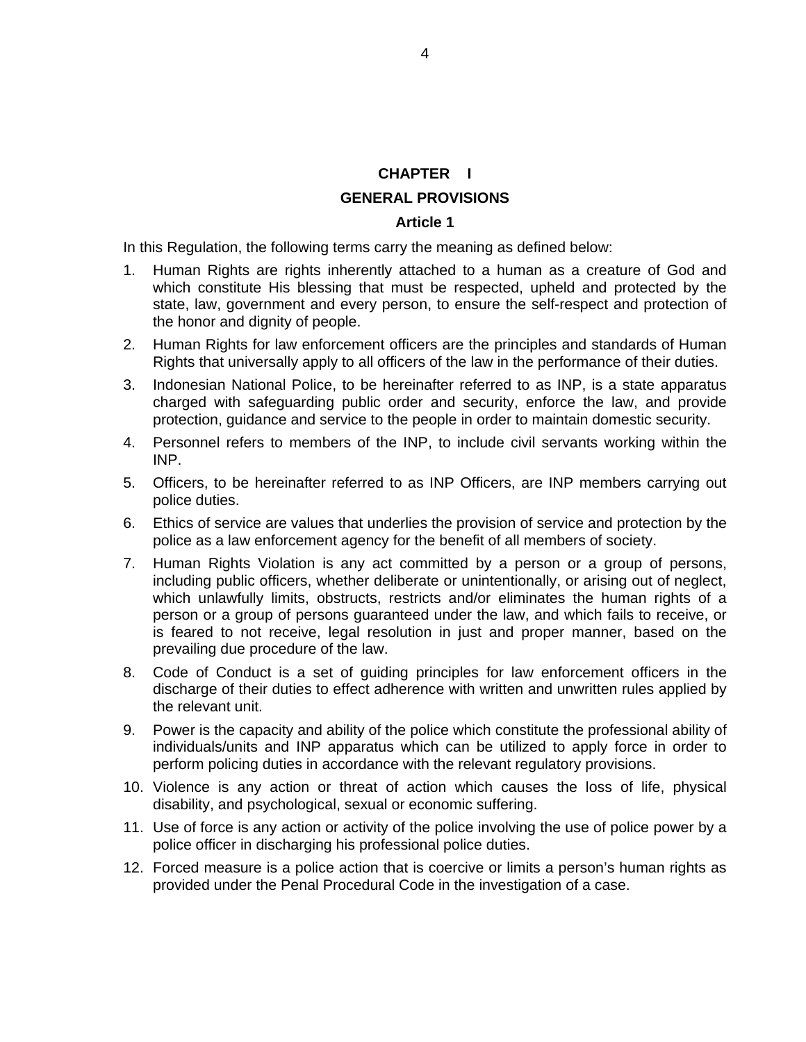## CHAPTER I

## GENERAL PROVISIONS

### Article 1

In this Regulation, the following terms carry the meaning as defined below:

1. Human Rights are rights inherently attached to a human as a creature of God and which constitute His blessing that must be respected, upheld and protected by the state, law, government and every person, to ensure the self-respect and protection of the honor and dignity of people.
2. Human Rights for law enforcement officers are the principles and standards of Human Rights that universally apply to all officers of the law in the performance of their duties.
3. Indonesian National Police, to be hereinafter referred to as INP, is a state apparatus charged with safeguarding public order and security, enforce the law, and provide protection, guidance and service to the people in order to maintain domestic security.
4. Personnel refers to members of the INP, to include civil servants working within the INP.
5. Officers, to be hereinafter referred to as INP Officers, are INP members carrying out police duties.
6. Ethics of service are values that underlies the provision of service and protection by the police as a law enforcement agency for the benefit of all members of society.
7. Human Rights Violation is any act committed by a person or a group of persons, including public officers, whether deliberate or unintentionally, or arising out of neglect, which unlawfully limits, obstructs, restricts and/or eliminates the human rights of a person or a group of persons guaranteed under the law, and which fails to receive, or is feared to not receive, legal resolution in just and proper manner, based on the prevailing due procedure of the law.
8. Code of Conduct is a set of guiding principles for law enforcement officers in the discharge of their duties to effect adherence with written and unwritten rules applied by the relevant unit.
9. Power is the capacity and ability of the police which constitute the professional ability of individuals/units and INP apparatus which can be utilized to apply force in order to perform policing duties in accordance with the relevant regulatory provisions.
10. Violence is any action or threat of action which causes the loss of life, physical disability, and psychological, sexual or economic suffering.
11. Use of force is any action or activity of the police involving the use of police power by a police officer in discharging his professional police duties.
12. Forced measure is a police action that is coercive or limits a person's human rights as provided under the Penal Procedural Code in the investigation of a case.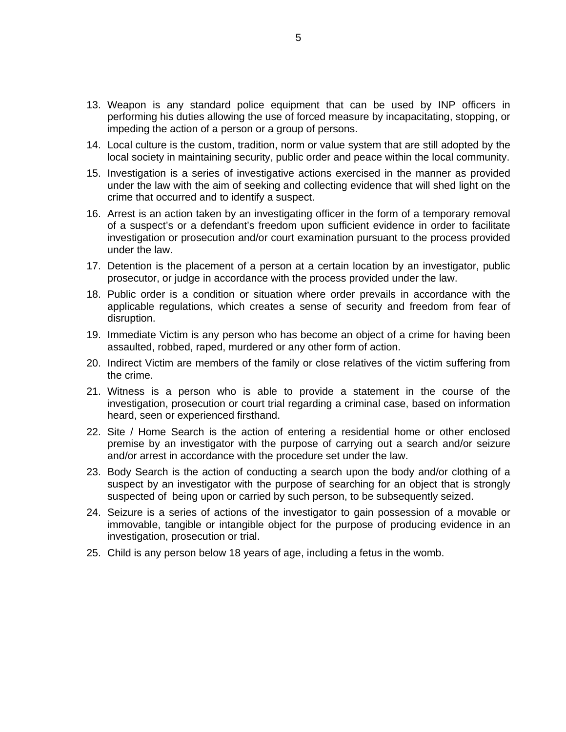13. Weapon is any standard police equipment that can be used by INP officers in performing his duties allowing the use of forced measure by incapacitating, stopping, or impeding the action of a person or a group of persons.
14. Local culture is the custom, tradition, norm or value system that are still adopted by the local society in maintaining security, public order and peace within the local community.
15. Investigation is a series of investigative actions exercised in the manner as provided under the law with the aim of seeking and collecting evidence that will shed light on the crime that occurred and to identify a suspect.
16. Arrest is an action taken by an investigating officer in the form of a temporary removal of a suspect's or a defendant's freedom upon sufficient evidence in order to facilitate investigation or prosecution and/or court examination pursuant to the process provided under the law.
17. Detention is the placement of a person at a certain location by an investigator, public prosecutor, or judge in accordance with the process provided under the law.
18. Public order is a condition or situation where order prevails in accordance with the applicable regulations, which creates a sense of security and freedom from fear of disruption.
19. Immediate Victim is any person who has become an object of a crime for having been assaulted, robbed, raped, murdered or any other form of action.
20. Indirect Victim are members of the family or close relatives of the victim suffering from the crime.
21. Witness is a person who is able to provide a statement in the course of the investigation, prosecution or court trial regarding a criminal case, based on information heard, seen or experienced firsthand.
22. Site / Home Search is the action of entering a residential home or other enclosed premise by an investigator with the purpose of carrying out a search and/or seizure and/or arrest in accordance with the procedure set under the law.
23. Body Search is the action of conducting a search upon the body and/or clothing of a suspect by an investigator with the purpose of searching for an object that is strongly suspected of being upon or carried by such person, to be subsequently seized.
24. Seizure is a series of actions of the investigator to gain possession of a movable or immovable, tangible or intangible object for the purpose of producing evidence in an investigation, prosecution or trial.
25. Child is any person below 18 years of age, including a fetus in the womb.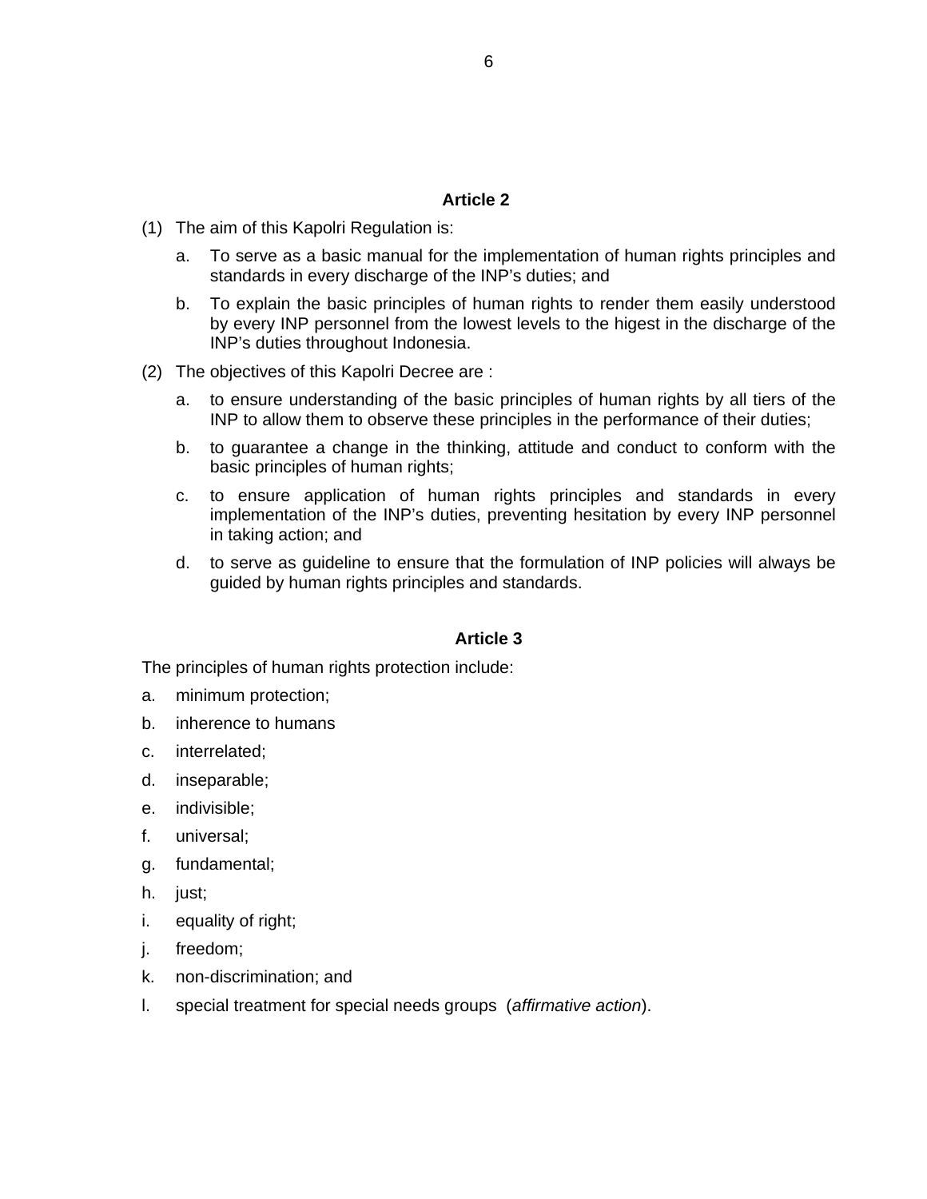**Article 2**

(1) The aim of this Kapolri Regulation is:

   a. To serve as a basic manual for the implementation of human rights principles and standards in every discharge of the INP's duties; and

   b. To explain the basic principles of human rights to render them easily understood by every INP personnel from the lowest levels to the higest in the discharge of the INP's duties throughout Indonesia.

(2) The objectives of this Kapolri Decree are :

   a. to ensure understanding of the basic principles of human rights by all tiers of the INP to allow them to observe these principles in the performance of their duties;

   b. to guarantee a change in the thinking, attitude and conduct to conform with the basic principles of human rights;

   c. to ensure application of human rights principles and standards in every implementation of the INP's duties, preventing hesitation by every INP personnel in taking action; and

   d. to serve as guideline to ensure that the formulation of INP policies will always be guided by human rights principles and standards.

**Article 3**

The principles of human rights protection include:

a. minimum protection;

b. inherence to humans

c. interrelated;

d. inseparable;

e. indivisible;

f. universal;

g. fundamental;

h. just;

i. equality of right;

j. freedom;

k. non-discrimination; and

l. special treatment for special needs groups (*affirmative action*).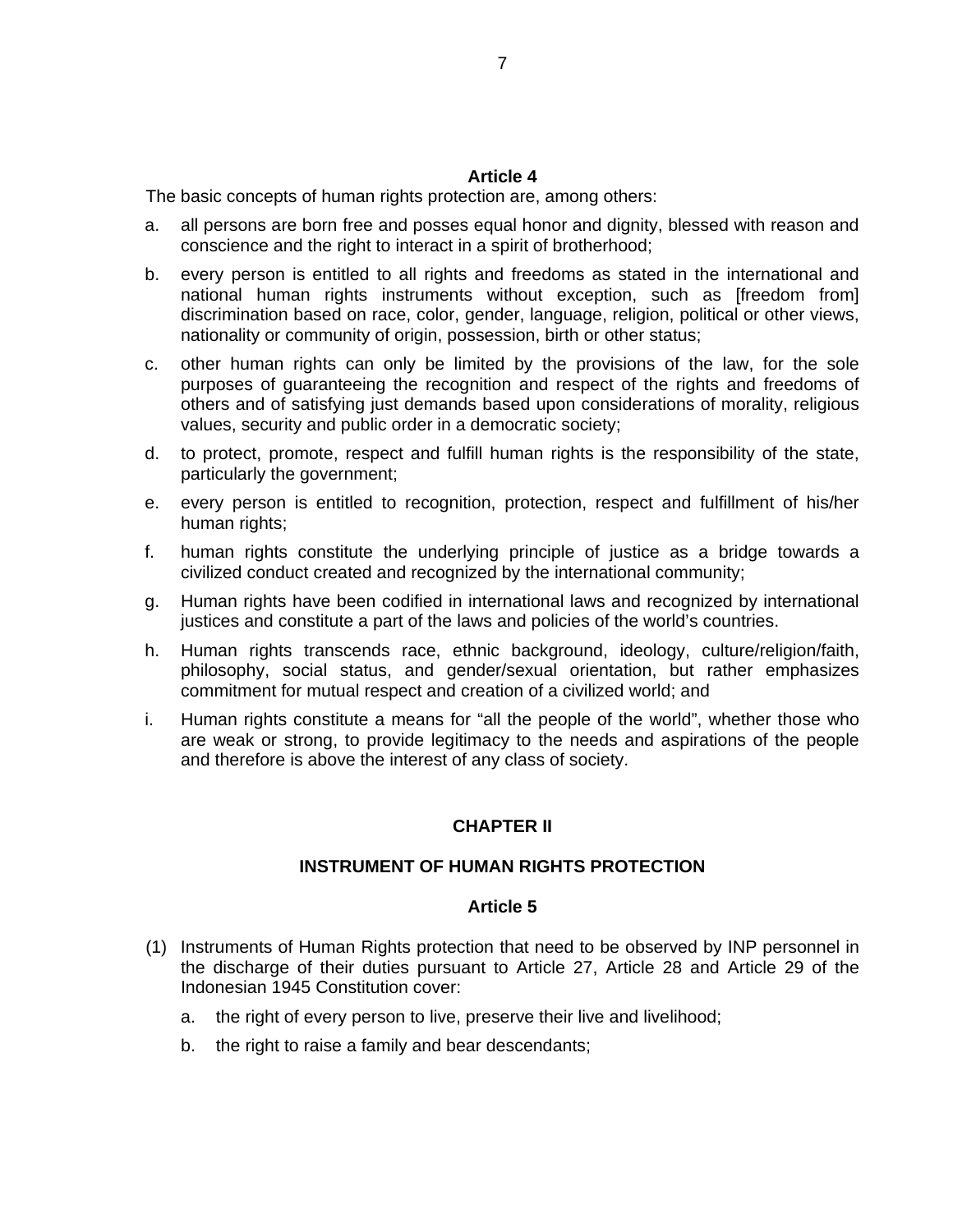**Article 4**

The basic concepts of human rights protection are, among others:

a. all persons are born free and posses equal honor and dignity, blessed with reason and conscience and the right to interact in a spirit of brotherhood;

b. every person is entitled to all rights and freedoms as stated in the international and national human rights instruments without exception, such as [freedom from] discrimination based on race, color, gender, language, religion, political or other views, nationality or community of origin, possession, birth or other status;

c. other human rights can only be limited by the provisions of the law, for the sole purposes of guaranteeing the recognition and respect of the rights and freedoms of others and of satisfying just demands based upon considerations of morality, religious values, security and public order in a democratic society;

d. to protect, promote, respect and fulfill human rights is the responsibility of the state, particularly the government;

e. every person is entitled to recognition, protection, respect and fulfillment of his/her human rights;

f. human rights constitute the underlying principle of justice as a bridge towards a civilized conduct created and recognized by the international community;

g. Human rights have been codified in international laws and recognized by international justices and constitute a part of the laws and policies of the world's countries.

h. Human rights transcends race, ethnic background, ideology, culture/religion/faith, philosophy, social status, and gender/sexual orientation, but rather emphasizes commitment for mutual respect and creation of a civilized world; and

i. Human rights constitute a means for "all the people of the world", whether those who are weak or strong, to provide legitimacy to the needs and aspirations of the people and therefore is above the interest of any class of society.

## CHAPTER II

## INSTRUMENT OF HUMAN RIGHTS PROTECTION

**Article 5**

(1) Instruments of Human Rights protection that need to be observed by INP personnel in the discharge of their duties pursuant to Article 27, Article 28 and Article 29 of the Indonesian 1945 Constitution cover:

   a. the right of every person to live, preserve their live and livelihood;

   b. the right to raise a family and bear descendants;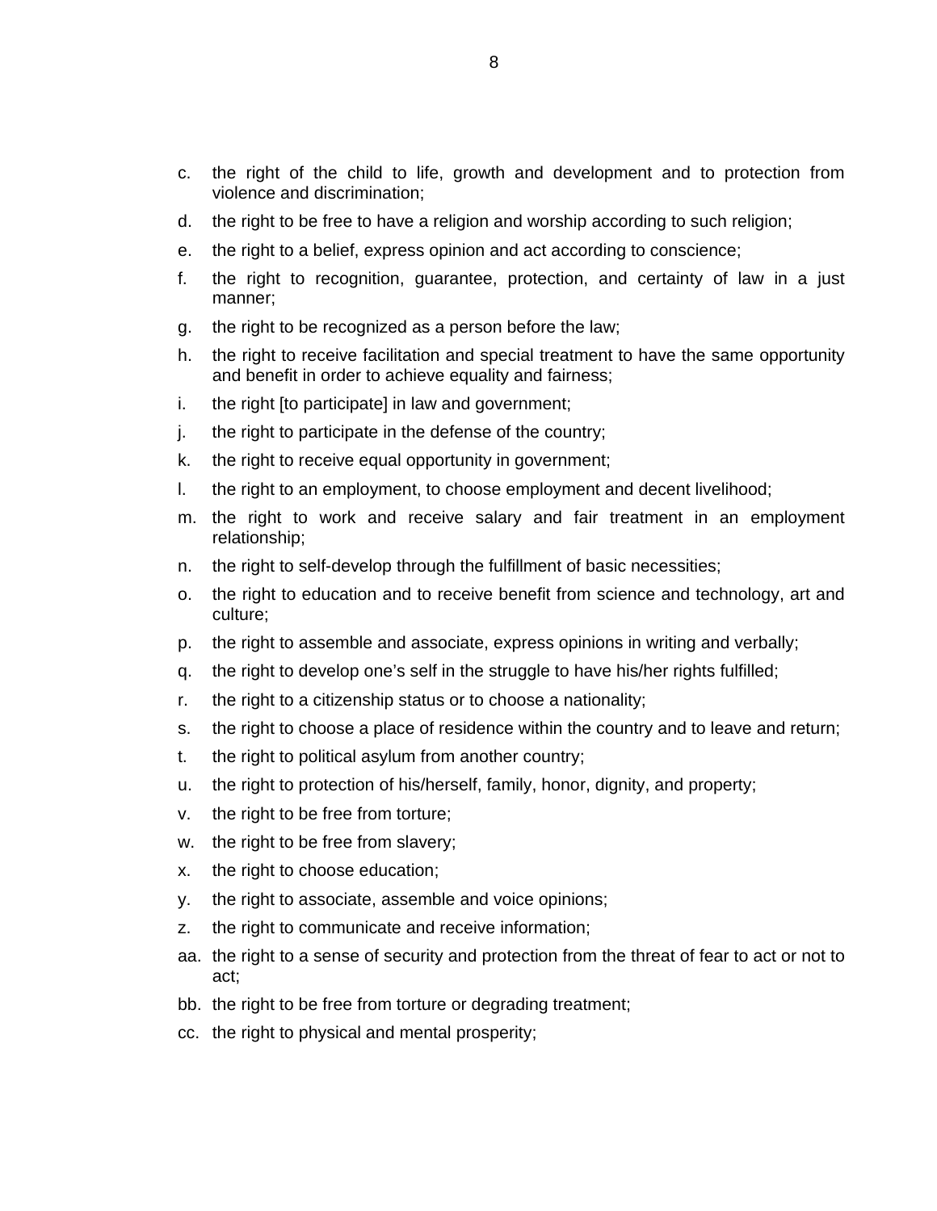c. the right of the child to life, growth and development and to protection from violence and discrimination;

d. the right to be free to have a religion and worship according to such religion;

e. the right to a belief, express opinion and act according to conscience;

f. the right to recognition, guarantee, protection, and certainty of law in a just manner;

g. the right to be recognized as a person before the law;

h. the right to receive facilitation and special treatment to have the same opportunity and benefit in order to achieve equality and fairness;

i. the right [to participate] in law and government;

j. the right to participate in the defense of the country;

k. the right to receive equal opportunity in government;

l. the right to an employment, to choose employment and decent livelihood;

m. the right to work and receive salary and fair treatment in an employment relationship;

n. the right to self-develop through the fulfillment of basic necessities;

o. the right to education and to receive benefit from science and technology, art and culture;

p. the right to assemble and associate, express opinions in writing and verbally;

q. the right to develop one's self in the struggle to have his/her rights fulfilled;

r. the right to a citizenship status or to choose a nationality;

s. the right to choose a place of residence within the country and to leave and return;

t. the right to political asylum from another country;

u. the right to protection of his/herself, family, honor, dignity, and property;

v. the right to be free from torture;

w. the right to be free from slavery;

x. the right to choose education;

y. the right to associate, assemble and voice opinions;

z. the right to communicate and receive information;

aa. the right to a sense of security and protection from the threat of fear to act or not to act;

bb. the right to be free from torture or degrading treatment;

cc. the right to physical and mental prosperity;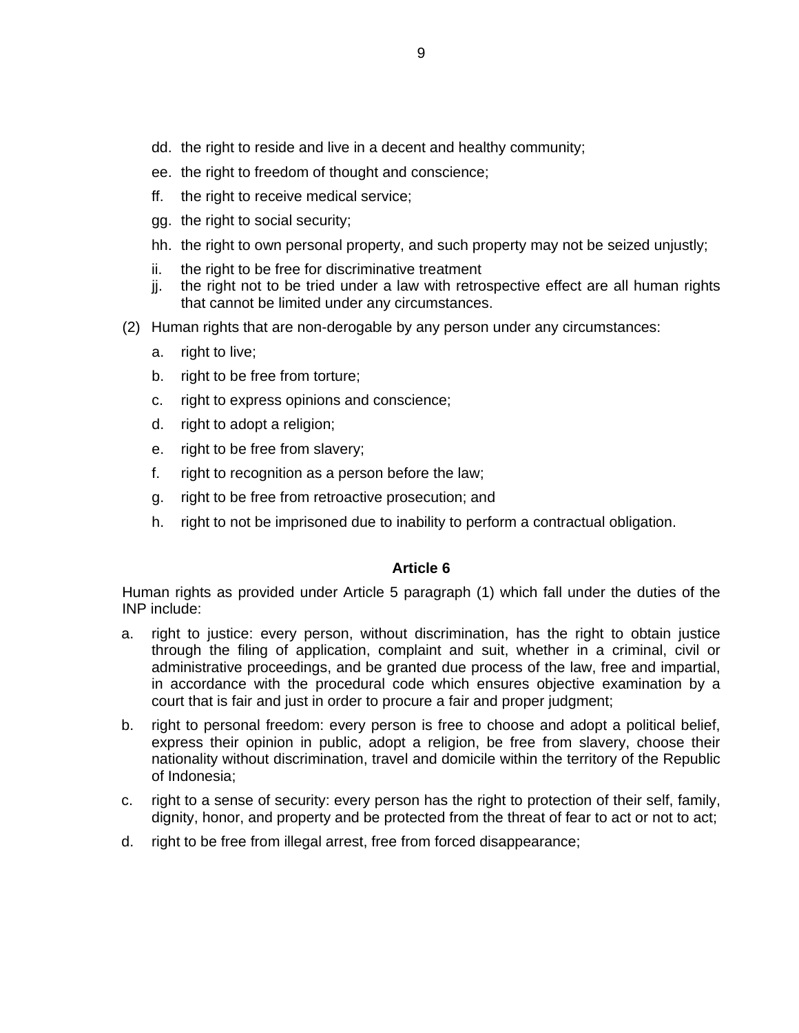dd. the right to reside and live in a decent and healthy community;

ee. the right to freedom of thought and conscience;

ff. the right to receive medical service;

gg. the right to social security;

hh. the right to own personal property, and such property may not be seized unjustly;

ii. the right to be free for discriminative treatment

jj. the right not to be tried under a law with retrospective effect are all human rights that cannot be limited under any circumstances.

(2) Human rights that are non-derogable by any person under any circumstances:

a. right to live;

b. right to be free from torture;

c. right to express opinions and conscience;

d. right to adopt a religion;

e. right to be free from slavery;

f. right to recognition as a person before the law;

g. right to be free from retroactive prosecution; and

h. right to not be imprisoned due to inability to perform a contractual obligation.

### Article 6

Human rights as provided under Article 5 paragraph (1) which fall under the duties of the INP include:

a. right to justice: every person, without discrimination, has the right to obtain justice through the filing of application, complaint and suit, whether in a criminal, civil or administrative proceedings, and be granted due process of the law, free and impartial, in accordance with the procedural code which ensures objective examination by a court that is fair and just in order to procure a fair and proper judgment;

b. right to personal freedom: every person is free to choose and adopt a political belief, express their opinion in public, adopt a religion, be free from slavery, choose their nationality without discrimination, travel and domicile within the territory of the Republic of Indonesia;

c. right to a sense of security: every person has the right to protection of their self, family, dignity, honor, and property and be protected from the threat of fear to act or not to act;

d. right to be free from illegal arrest, free from forced disappearance;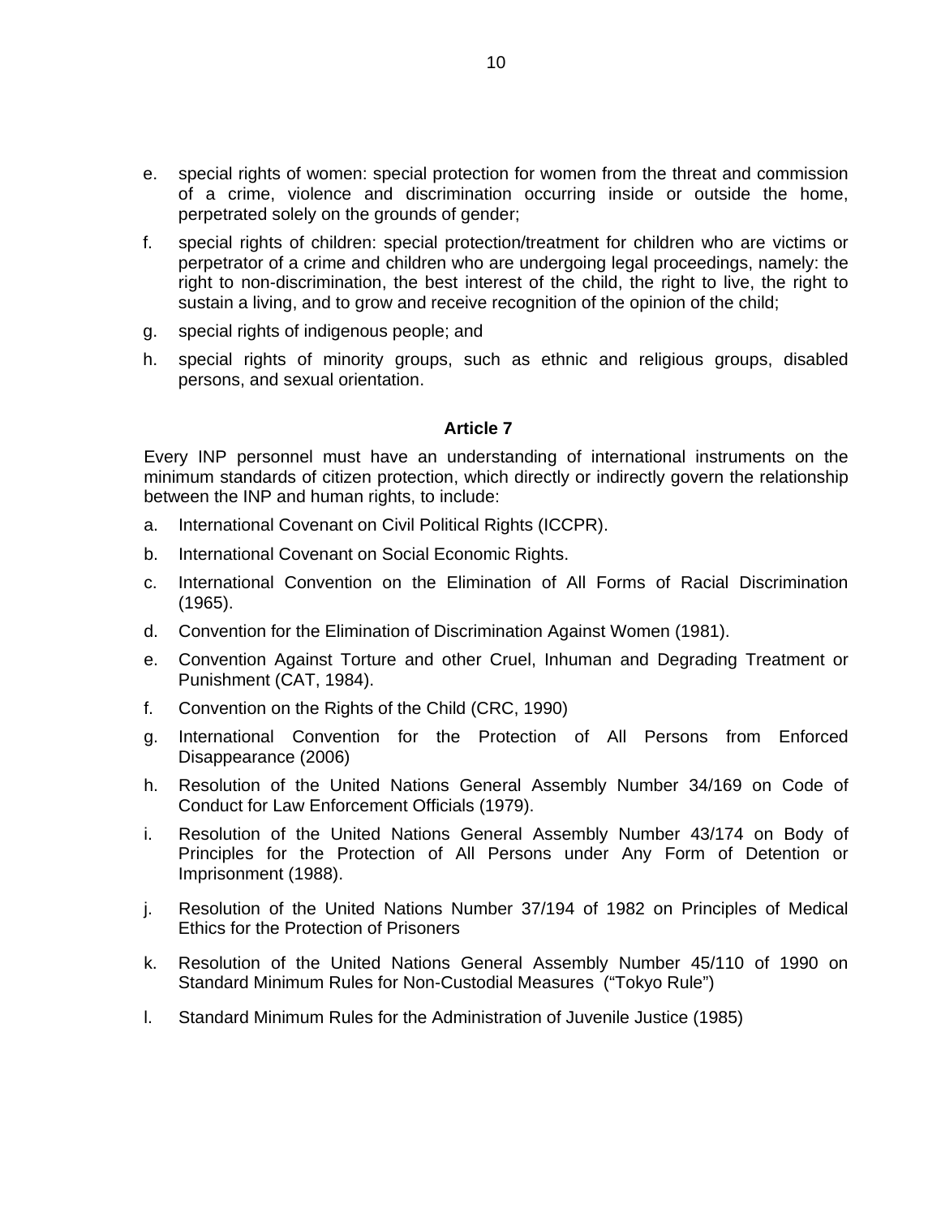e. special rights of women: special protection for women from the threat and commission of a crime, violence and discrimination occurring inside or outside the home, perpetrated solely on the grounds of gender;

f. special rights of children: special protection/treatment for children who are victims or perpetrator of a crime and children who are undergoing legal proceedings, namely: the right to non-discrimination, the best interest of the child, the right to live, the right to sustain a living, and to grow and receive recognition of the opinion of the child;

g. special rights of indigenous people; and

h. special rights of minority groups, such as ethnic and religious groups, disabled persons, and sexual orientation.

**Article 7**

Every INP personnel must have an understanding of international instruments on the minimum standards of citizen protection, which directly or indirectly govern the relationship between the INP and human rights, to include:

a. International Covenant on Civil Political Rights (ICCPR).

b. International Covenant on Social Economic Rights.

c. International Convention on the Elimination of All Forms of Racial Discrimination (1965).

d. Convention for the Elimination of Discrimination Against Women (1981).

e. Convention Against Torture and other Cruel, Inhuman and Degrading Treatment or Punishment (CAT, 1984).

f. Convention on the Rights of the Child (CRC, 1990)

g. International Convention for the Protection of All Persons from Enforced Disappearance (2006)

h. Resolution of the United Nations General Assembly Number 34/169 on Code of Conduct for Law Enforcement Officials (1979).

i. Resolution of the United Nations General Assembly Number 43/174 on Body of Principles for the Protection of All Persons under Any Form of Detention or Imprisonment (1988).

j. Resolution of the United Nations Number 37/194 of 1982 on Principles of Medical Ethics for the Protection of Prisoners

k. Resolution of the United Nations General Assembly Number 45/110 of 1990 on Standard Minimum Rules for Non-Custodial Measures ("Tokyo Rule")

l. Standard Minimum Rules for the Administration of Juvenile Justice (1985)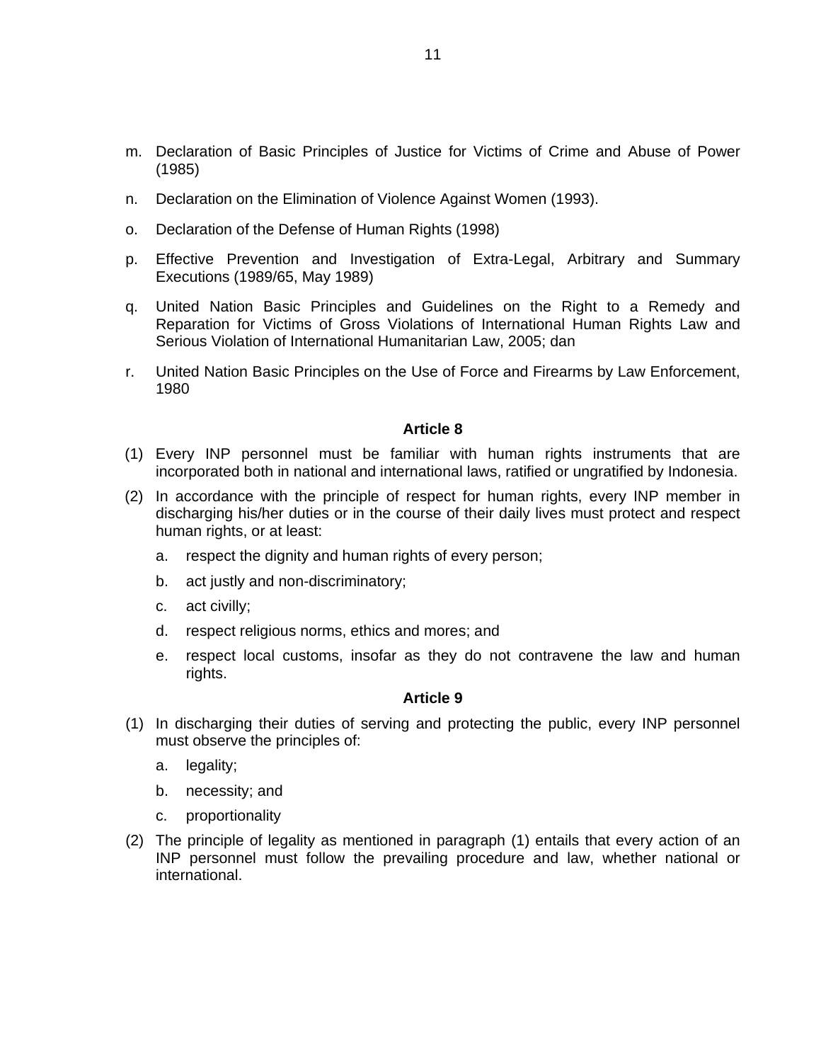m. Declaration of Basic Principles of Justice for Victims of Crime and Abuse of Power (1985)

n. Declaration on the Elimination of Violence Against Women (1993).

o. Declaration of the Defense of Human Rights (1998)

p. Effective Prevention and Investigation of Extra-Legal, Arbitrary and Summary Executions (1989/65, May 1989)

q. United Nation Basic Principles and Guidelines on the Right to a Remedy and Reparation for Victims of Gross Violations of International Human Rights Law and Serious Violation of International Humanitarian Law, 2005; dan

r. United Nation Basic Principles on the Use of Force and Firearms by Law Enforcement, 1980

**Article 8**

(1) Every INP personnel must be familiar with human rights instruments that are incorporated both in national and international laws, ratified or ungratified by Indonesia.

(2) In accordance with the principle of respect for human rights, every INP member in discharging his/her duties or in the course of their daily lives must protect and respect human rights, or at least:

   a. respect the dignity and human rights of every person;

   b. act justly and non-discriminatory;

   c. act civilly;

   d. respect religious norms, ethics and mores; and

   e. respect local customs, insofar as they do not contravene the law and human rights.

**Article 9**

(1) In discharging their duties of serving and protecting the public, every INP personnel must observe the principles of:

   a. legality;

   b. necessity; and

   c. proportionality

(2) The principle of legality as mentioned in paragraph (1) entails that every action of an INP personnel must follow the prevailing procedure and law, whether national or international.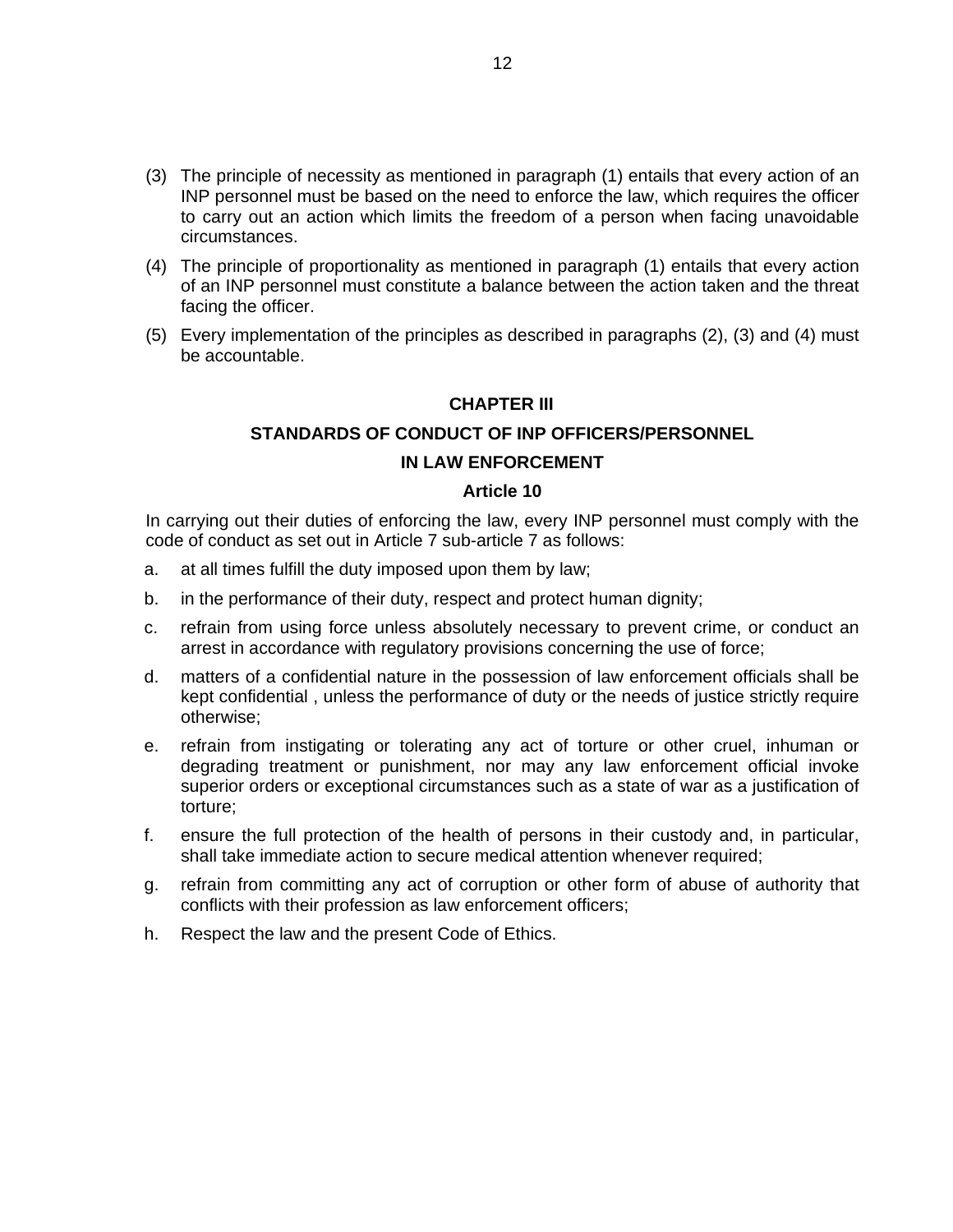(3) The principle of necessity as mentioned in paragraph (1) entails that every action of an INP personnel must be based on the need to enforce the law, which requires the officer to carry out an action which limits the freedom of a person when facing unavoidable circumstances.

(4) The principle of proportionality as mentioned in paragraph (1) entails that every action of an INP personnel must constitute a balance between the action taken and the threat facing the officer.

(5) Every implementation of the principles as described in paragraphs (2), (3) and (4) must be accountable.

## CHAPTER III

## STANDARDS OF CONDUCT OF INP OFFICERS/PERSONNEL IN LAW ENFORCEMENT

### Article 10

In carrying out their duties of enforcing the law, every INP personnel must comply with the code of conduct as set out in Article 7 sub-article 7 as follows:

a. at all times fulfill the duty imposed upon them by law;

b. in the performance of their duty, respect and protect human dignity;

c. refrain from using force unless absolutely necessary to prevent crime, or conduct an arrest in accordance with regulatory provisions concerning the use of force;

d. matters of a confidential nature in the possession of law enforcement officials shall be kept confidential , unless the performance of duty or the needs of justice strictly require otherwise;

e. refrain from instigating or tolerating any act of torture or other cruel, inhuman or degrading treatment or punishment, nor may any law enforcement official invoke superior orders or exceptional circumstances such as a state of war as a justification of torture;

f. ensure the full protection of the health of persons in their custody and, in particular, shall take immediate action to secure medical attention whenever required;

g. refrain from committing any act of corruption or other form of abuse of authority that conflicts with their profession as law enforcement officers;

h. Respect the law and the present Code of Ethics.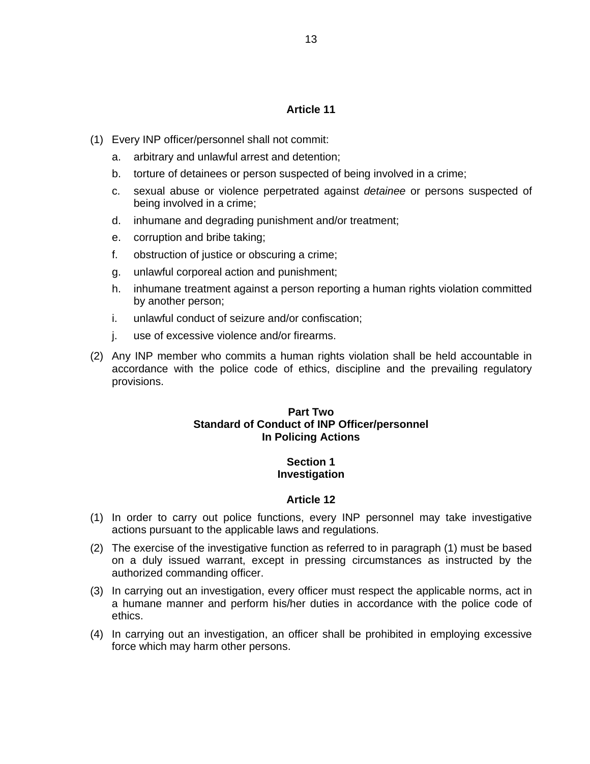### Article 11

(1) Every INP officer/personnel shall not commit:

   a. arbitrary and unlawful arrest and detention;

   b. torture of detainees or person suspected of being involved in a crime;

   c. sexual abuse or violence perpetrated against *detainee* or persons suspected of being involved in a crime;

   d. inhumane and degrading punishment and/or treatment;

   e. corruption and bribe taking;

   f. obstruction of justice or obscuring a crime;

   g. unlawful corporeal action and punishment;

   h. inhumane treatment against a person reporting a human rights violation committed by another person;

   i. unlawful conduct of seizure and/or confiscation;

   j. use of excessive violence and/or firearms.

(2) Any INP member who commits a human rights violation shall be held accountable in accordance with the police code of ethics, discipline and the prevailing regulatory provisions.

## Part Two
## Standard of Conduct of INP Officer/personnel
## In Policing Actions

### Section 1
### Investigation

### Article 12

(1) In order to carry out police functions, every INP personnel may take investigative actions pursuant to the applicable laws and regulations.

(2) The exercise of the investigative function as referred to in paragraph (1) must be based on a duly issued warrant, except in pressing circumstances as instructed by the authorized commanding officer.

(3) In carrying out an investigation, every officer must respect the applicable norms, act in a humane manner and perform his/her duties in accordance with the police code of ethics.

(4) In carrying out an investigation, an officer shall be prohibited in employing excessive force which may harm other persons.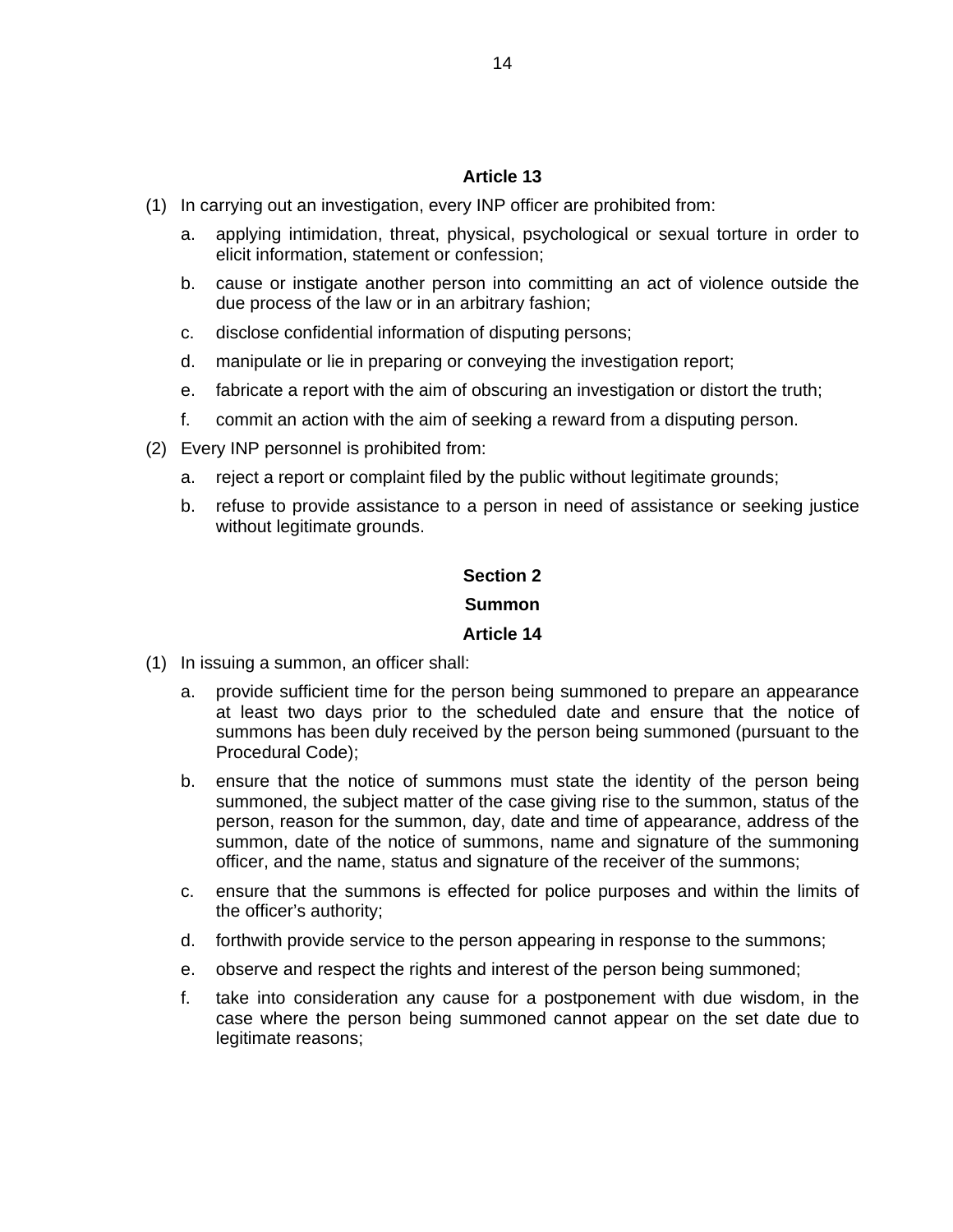### Article 13

(1) In carrying out an investigation, every INP officer are prohibited from:

   a. applying intimidation, threat, physical, psychological or sexual torture in order to elicit information, statement or confession;

   b. cause or instigate another person into committing an act of violence outside the due process of the law or in an arbitrary fashion;

   c. disclose confidential information of disputing persons;

   d. manipulate or lie in preparing or conveying the investigation report;

   e. fabricate a report with the aim of obscuring an investigation or distort the truth;

   f. commit an action with the aim of seeking a reward from a disputing person.

(2) Every INP personnel is prohibited from:

   a. reject a report or complaint filed by the public without legitimate grounds;

   b. refuse to provide assistance to a person in need of assistance or seeking justice without legitimate grounds.

## Section 2

## Summon

### Article 14

(1) In issuing a summon, an officer shall:

   a. provide sufficient time for the person being summoned to prepare an appearance at least two days prior to the scheduled date and ensure that the notice of summons has been duly received by the person being summoned (pursuant to the Procedural Code);

   b. ensure that the notice of summons must state the identity of the person being summoned, the subject matter of the case giving rise to the summon, status of the person, reason for the summon, day, date and time of appearance, address of the summon, date of the notice of summons, name and signature of the summoning officer, and the name, status and signature of the receiver of the summons;

   c. ensure that the summons is effected for police purposes and within the limits of the officer's authority;

   d. forthwith provide service to the person appearing in response to the summons;

   e. observe and respect the rights and interest of the person being summoned;

   f. take into consideration any cause for a postponement with due wisdom, in the case where the person being summoned cannot appear on the set date due to legitimate reasons;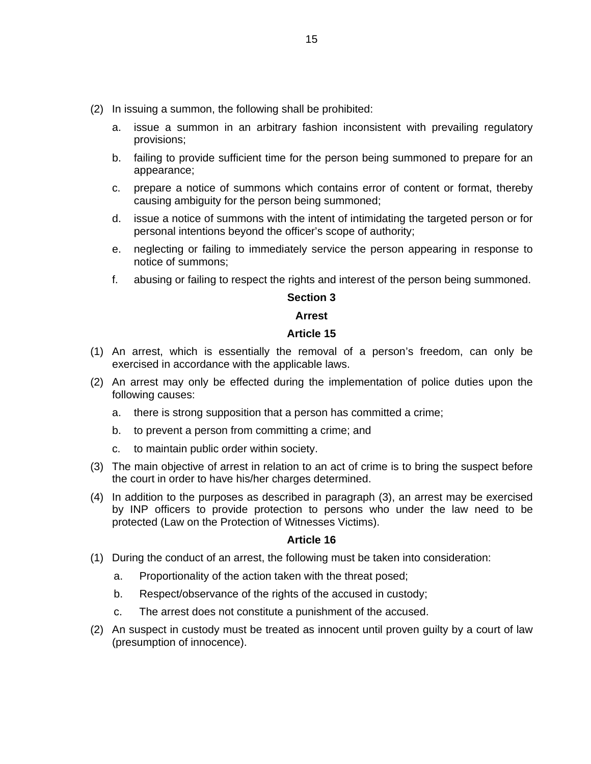(2) In issuing a summon, the following shall be prohibited:

   a. issue a summon in an arbitrary fashion inconsistent with prevailing regulatory provisions;

   b. failing to provide sufficient time for the person being summoned to prepare for an appearance;

   c. prepare a notice of summons which contains error of content or format, thereby causing ambiguity for the person being summoned;

   d. issue a notice of summons with the intent of intimidating the targeted person or for personal intentions beyond the officer's scope of authority;

   e. neglecting or failing to immediately service the person appearing in response to notice of summons;

   f. abusing or failing to respect the rights and interest of the person being summoned.

**Section 3**

**Arrest**

**Article 15**

(1) An arrest, which is essentially the removal of a person's freedom, can only be exercised in accordance with the applicable laws.

(2) An arrest may only be effected during the implementation of police duties upon the following causes:

   a. there is strong supposition that a person has committed a crime;

   b. to prevent a person from committing a crime; and

   c. to maintain public order within society.

(3) The main objective of arrest in relation to an act of crime is to bring the suspect before the court in order to have his/her charges determined.

(4) In addition to the purposes as described in paragraph (3), an arrest may be exercised by INP officers to provide protection to persons who under the law need to be protected (Law on the Protection of Witnesses Victims).

**Article 16**

(1) During the conduct of an arrest, the following must be taken into consideration:

   a. Proportionality of the action taken with the threat posed;

   b. Respect/observance of the rights of the accused in custody;

   c. The arrest does not constitute a punishment of the accused.

(2) An suspect in custody must be treated as innocent until proven guilty by a court of law (presumption of innocence).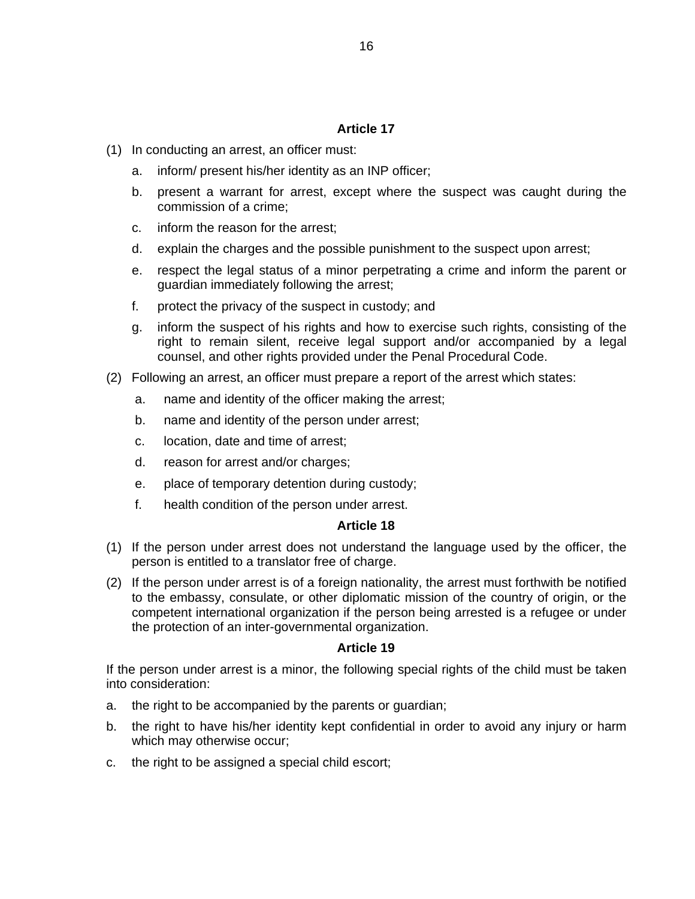### Article 17

(1) In conducting an arrest, an officer must:

  a. inform/ present his/her identity as an INP officer;

  b. present a warrant for arrest, except where the suspect was caught during the commission of a crime;

  c. inform the reason for the arrest;

  d. explain the charges and the possible punishment to the suspect upon arrest;

  e. respect the legal status of a minor perpetrating a crime and inform the parent or guardian immediately following the arrest;

  f. protect the privacy of the suspect in custody; and

  g. inform the suspect of his rights and how to exercise such rights, consisting of the right to remain silent, receive legal support and/or accompanied by a legal counsel, and other rights provided under the Penal Procedural Code.

(2) Following an arrest, an officer must prepare a report of the arrest which states:

  a. name and identity of the officer making the arrest;

  b. name and identity of the person under arrest;

  c. location, date and time of arrest;

  d. reason for arrest and/or charges;

  e. place of temporary detention during custody;

  f. health condition of the person under arrest.

### Article 18

(1) If the person under arrest does not understand the language used by the officer, the person is entitled to a translator free of charge.

(2) If the person under arrest is of a foreign nationality, the arrest must forthwith be notified to the embassy, consulate, or other diplomatic mission of the country of origin, or the competent international organization if the person being arrested is a refugee or under the protection of an inter-governmental organization.

### Article 19

If the person under arrest is a minor, the following special rights of the child must be taken into consideration:

a. the right to be accompanied by the parents or guardian;

b. the right to have his/her identity kept confidential in order to avoid any injury or harm which may otherwise occur;

c. the right to be assigned a special child escort;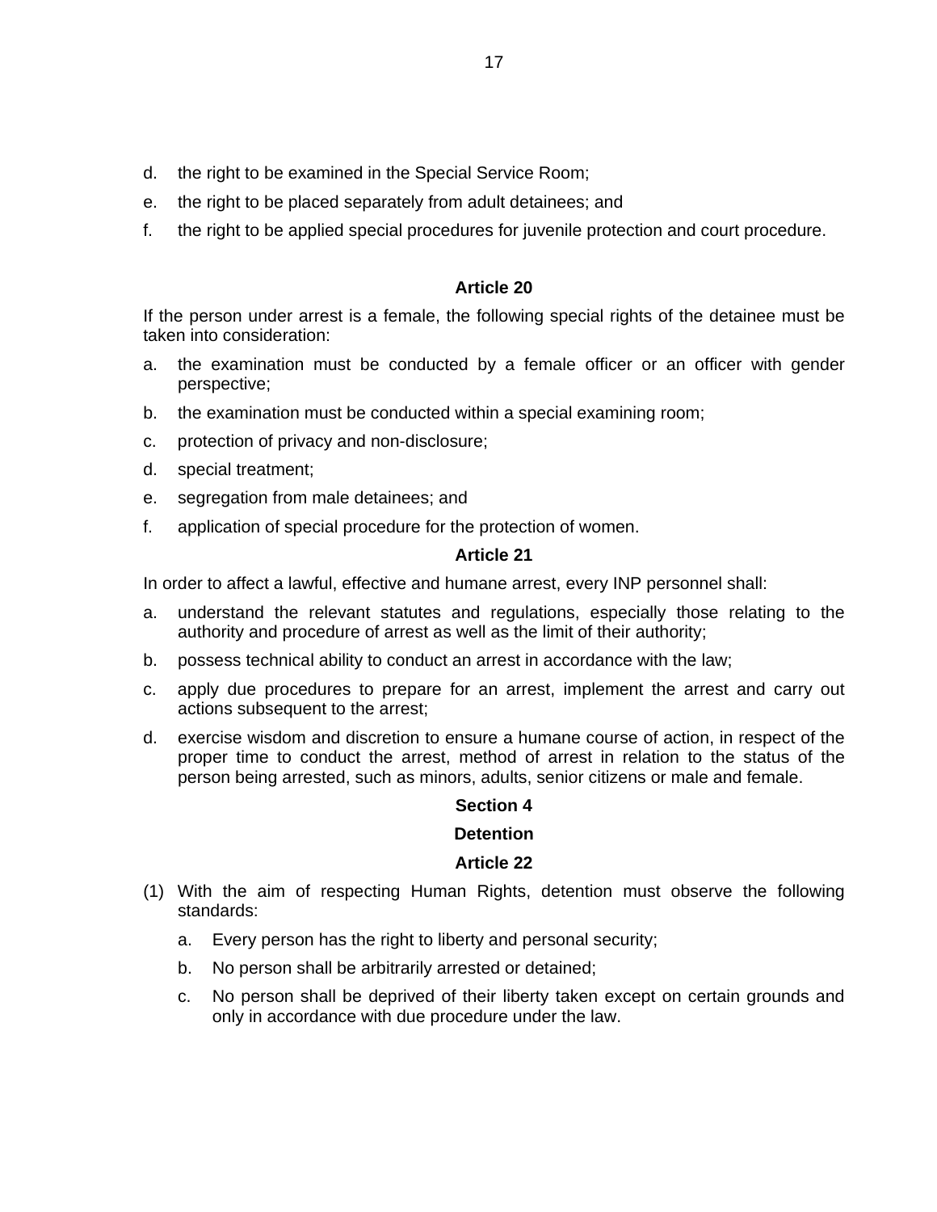d. the right to be examined in the Special Service Room;
e. the right to be placed separately from adult detainees; and
f. the right to be applied special procedures for juvenile protection and court procedure.

**Article 20**

If the person under arrest is a female, the following special rights of the detainee must be taken into consideration:

a. the examination must be conducted by a female officer or an officer with gender perspective;
b. the examination must be conducted within a special examining room;
c. protection of privacy and non-disclosure;
d. special treatment;
e. segregation from male detainees; and
f. application of special procedure for the protection of women.

**Article 21**

In order to affect a lawful, effective and humane arrest, every INP personnel shall:

a. understand the relevant statutes and regulations, especially those relating to the authority and procedure of arrest as well as the limit of their authority;
b. possess technical ability to conduct an arrest in accordance with the law;
c. apply due procedures to prepare for an arrest, implement the arrest and carry out actions subsequent to the arrest;
d. exercise wisdom and discretion to ensure a humane course of action, in respect of the proper time to conduct the arrest, method of arrest in relation to the status of the person being arrested, such as minors, adults, senior citizens or male and female.

**Section 4**

**Detention**

**Article 22**

(1) With the aim of respecting Human Rights, detention must observe the following standards:

   a. Every person has the right to liberty and personal security;
   b. No person shall be arbitrarily arrested or detained;
   c. No person shall be deprived of their liberty taken except on certain grounds and only in accordance with due procedure under the law.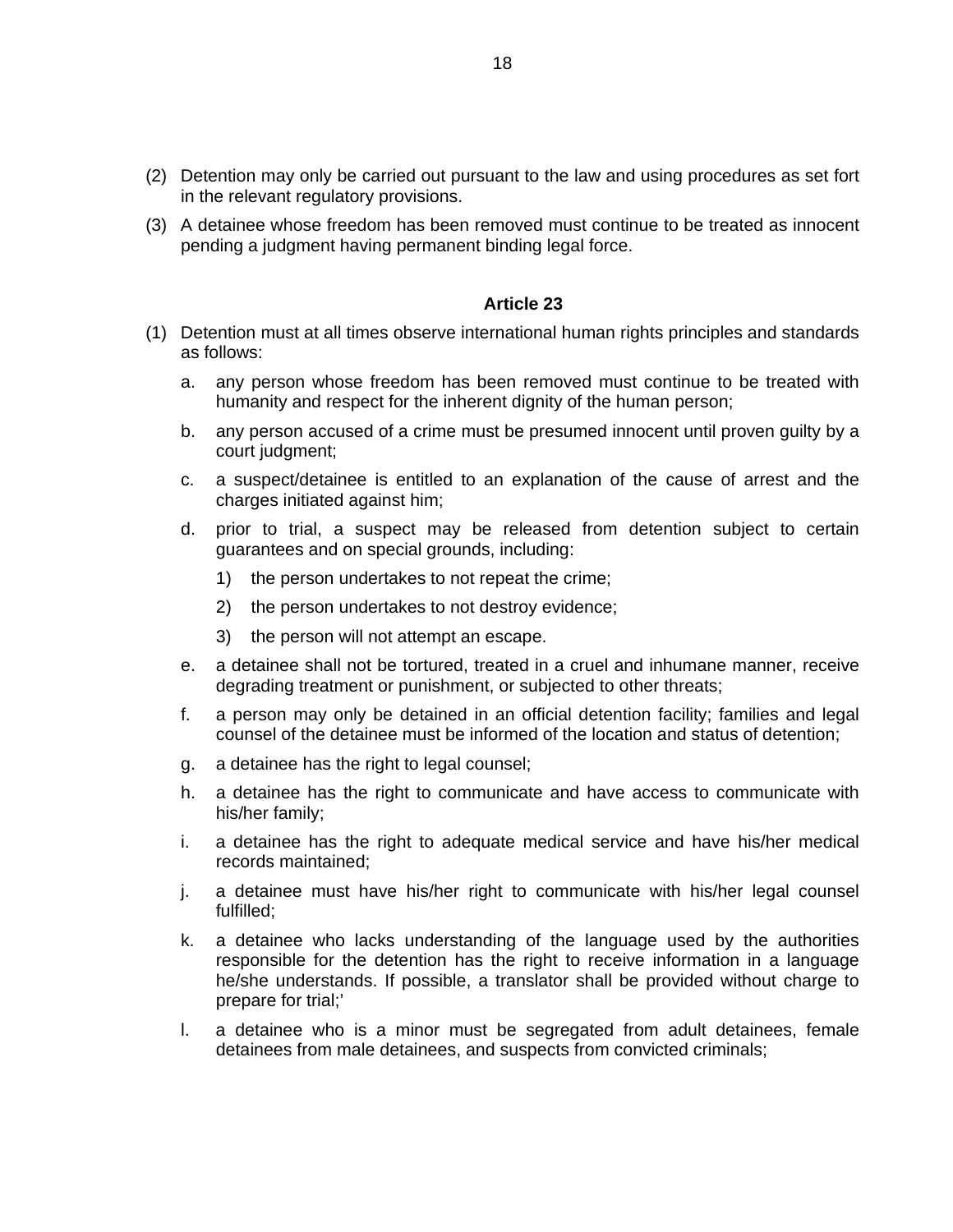(2) Detention may only be carried out pursuant to the law and using procedures as set fort in the relevant regulatory provisions.

(3) A detainee whose freedom has been removed must continue to be treated as innocent pending a judgment having permanent binding legal force.

### Article 23

(1) Detention must at all times observe international human rights principles and standards as follows:

  a. any person whose freedom has been removed must continue to be treated with humanity and respect for the inherent dignity of the human person;

  b. any person accused of a crime must be presumed innocent until proven guilty by a court judgment;

  c. a suspect/detainee is entitled to an explanation of the cause of arrest and the charges initiated against him;

  d. prior to trial, a suspect may be released from detention subject to certain guarantees and on special grounds, including:

    1) the person undertakes to not repeat the crime;

    2) the person undertakes to not destroy evidence;

    3) the person will not attempt an escape.

  e. a detainee shall not be tortured, treated in a cruel and inhumane manner, receive degrading treatment or punishment, or subjected to other threats;

  f. a person may only be detained in an official detention facility; families and legal counsel of the detainee must be informed of the location and status of detention;

  g. a detainee has the right to legal counsel;

  h. a detainee has the right to communicate and have access to communicate with his/her family;

  i. a detainee has the right to adequate medical service and have his/her medical records maintained;

  j. a detainee must have his/her right to communicate with his/her legal counsel fulfilled;

  k. a detainee who lacks understanding of the language used by the authorities responsible for the detention has the right to receive information in a language he/she understands. If possible, a translator shall be provided without charge to prepare for trial;'

  l. a detainee who is a minor must be segregated from adult detainees, female detainees from male detainees, and suspects from convicted criminals;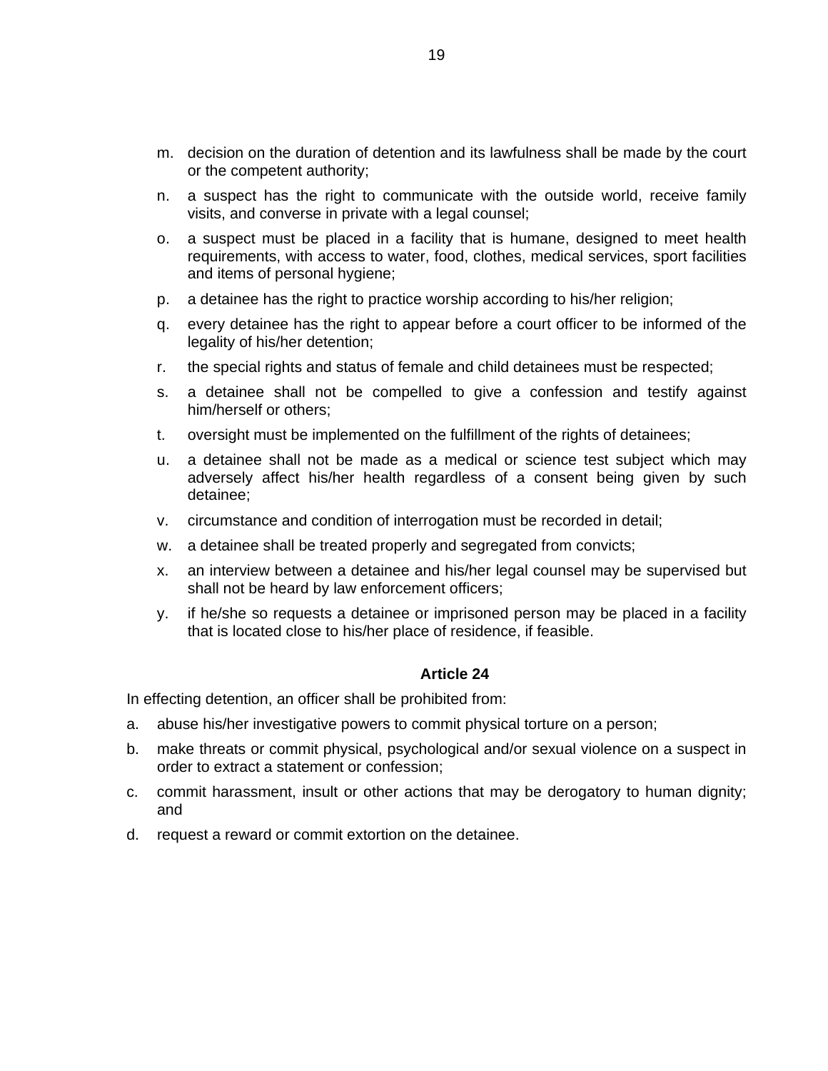m. decision on the duration of detention and its lawfulness shall be made by the court or the competent authority;

n. a suspect has the right to communicate with the outside world, receive family visits, and converse in private with a legal counsel;

o. a suspect must be placed in a facility that is humane, designed to meet health requirements, with access to water, food, clothes, medical services, sport facilities and items of personal hygiene;

p. a detainee has the right to practice worship according to his/her religion;

q. every detainee has the right to appear before a court officer to be informed of the legality of his/her detention;

r. the special rights and status of female and child detainees must be respected;

s. a detainee shall not be compelled to give a confession and testify against him/herself or others;

t. oversight must be implemented on the fulfillment of the rights of detainees;

u. a detainee shall not be made as a medical or science test subject which may adversely affect his/her health regardless of a consent being given by such detainee;

v. circumstance and condition of interrogation must be recorded in detail;

w. a detainee shall be treated properly and segregated from convicts;

x. an interview between a detainee and his/her legal counsel may be supervised but shall not be heard by law enforcement officers;

y. if he/she so requests a detainee or imprisoned person may be placed in a facility that is located close to his/her place of residence, if feasible.

**Article 24**

In effecting detention, an officer shall be prohibited from:

a. abuse his/her investigative powers to commit physical torture on a person;

b. make threats or commit physical, psychological and/or sexual violence on a suspect in order to extract a statement or confession;

c. commit harassment, insult or other actions that may be derogatory to human dignity; and

d. request a reward or commit extortion on the detainee.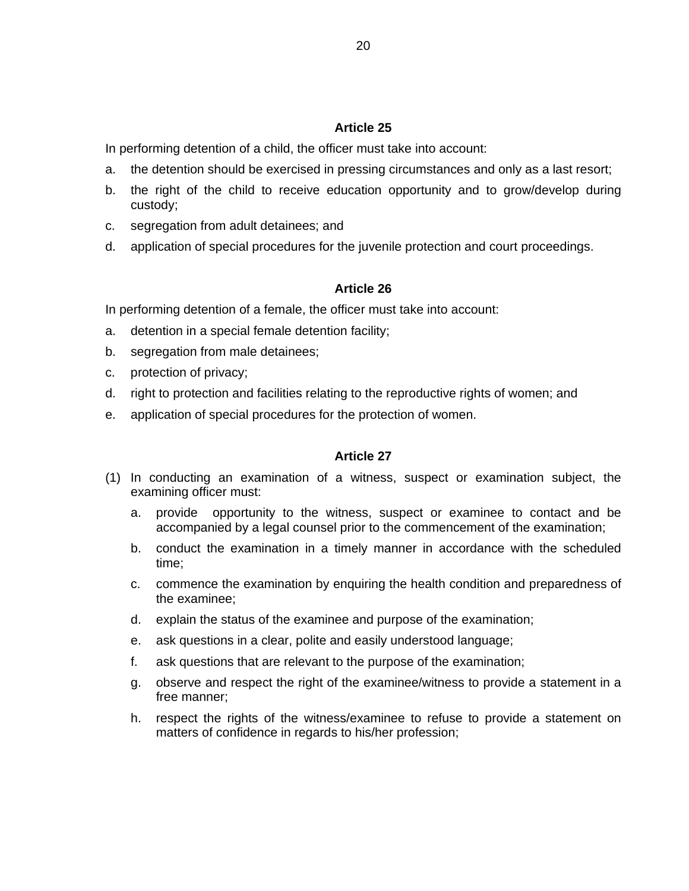### Article 25

In performing detention of a child, the officer must take into account:

a. the detention should be exercised in pressing circumstances and only as a last resort;
b. the right of the child to receive education opportunity and to grow/develop during custody;
c. segregation from adult detainees; and
d. application of special procedures for the juvenile protection and court proceedings.

### Article 26

In performing detention of a female, the officer must take into account:

a. detention in a special female detention facility;
b. segregation from male detainees;
c. protection of privacy;
d. right to protection and facilities relating to the reproductive rights of women; and
e. application of special procedures for the protection of women.

### Article 27

(1) In conducting an examination of a witness, suspect or examination subject, the examining officer must:

   a. provide opportunity to the witness, suspect or examinee to contact and be accompanied by a legal counsel prior to the commencement of the examination;
   b. conduct the examination in a timely manner in accordance with the scheduled time;
   c. commence the examination by enquiring the health condition and preparedness of the examinee;
   d. explain the status of the examinee and purpose of the examination;
   e. ask questions in a clear, polite and easily understood language;
   f. ask questions that are relevant to the purpose of the examination;
   g. observe and respect the right of the examinee/witness to provide a statement in a free manner;
   h. respect the rights of the witness/examinee to refuse to provide a statement on matters of confidence in regards to his/her profession;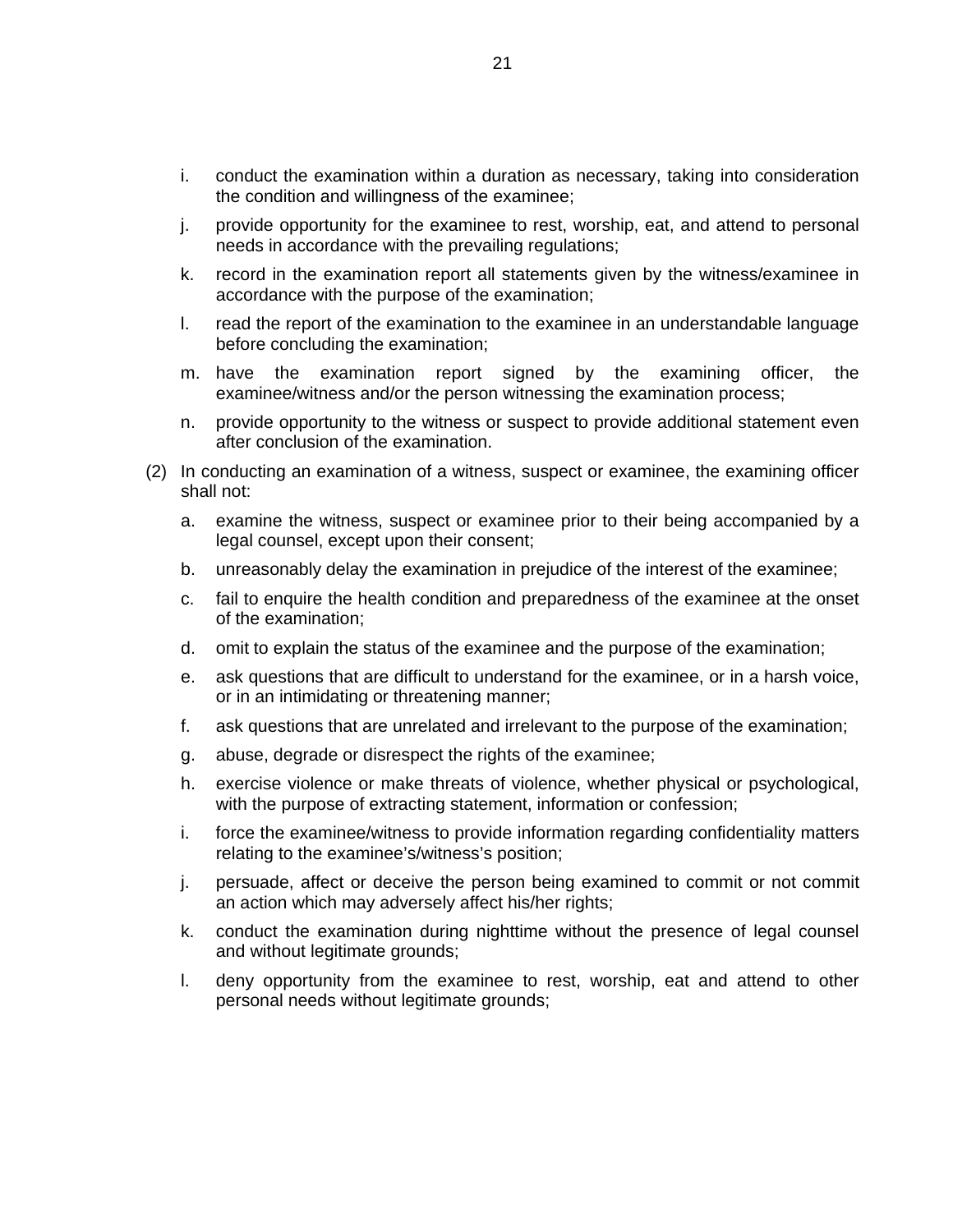i. conduct the examination within a duration as necessary, taking into consideration the condition and willingness of the examinee;

j. provide opportunity for the examinee to rest, worship, eat, and attend to personal needs in accordance with the prevailing regulations;

k. record in the examination report all statements given by the witness/examinee in accordance with the purpose of the examination;

l. read the report of the examination to the examinee in an understandable language before concluding the examination;

m. have the examination report signed by the examining officer, the examinee/witness and/or the person witnessing the examination process;

n. provide opportunity to the witness or suspect to provide additional statement even after conclusion of the examination.

(2) In conducting an examination of a witness, suspect or examinee, the examining officer shall not:

a. examine the witness, suspect or examinee prior to their being accompanied by a legal counsel, except upon their consent;

b. unreasonably delay the examination in prejudice of the interest of the examinee;

c. fail to enquire the health condition and preparedness of the examinee at the onset of the examination;

d. omit to explain the status of the examinee and the purpose of the examination;

e. ask questions that are difficult to understand for the examinee, or in a harsh voice, or in an intimidating or threatening manner;

f. ask questions that are unrelated and irrelevant to the purpose of the examination;

g. abuse, degrade or disrespect the rights of the examinee;

h. exercise violence or make threats of violence, whether physical or psychological, with the purpose of extracting statement, information or confession;

i. force the examinee/witness to provide information regarding confidentiality matters relating to the examinee's/witness's position;

j. persuade, affect or deceive the person being examined to commit or not commit an action which may adversely affect his/her rights;

k. conduct the examination during nighttime without the presence of legal counsel and without legitimate grounds;

l. deny opportunity from the examinee to rest, worship, eat and attend to other personal needs without legitimate grounds;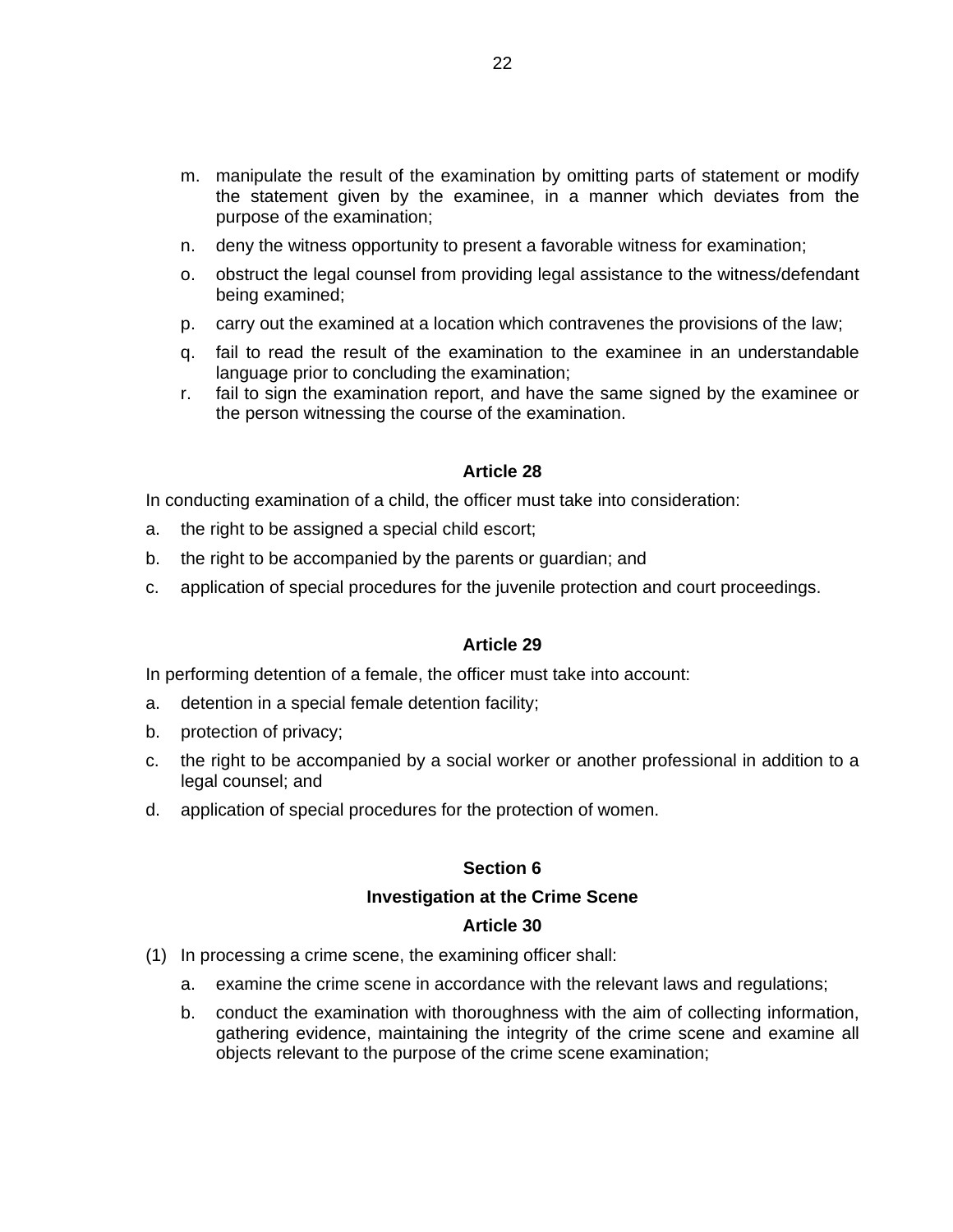m. manipulate the result of the examination by omitting parts of statement or modify the statement given by the examinee, in a manner which deviates from the purpose of the examination;
n. deny the witness opportunity to present a favorable witness for examination;
o. obstruct the legal counsel from providing legal assistance to the witness/defendant being examined;
p. carry out the examined at a location which contravenes the provisions of the law;
q. fail to read the result of the examination to the examinee in an understandable language prior to concluding the examination;
r. fail to sign the examination report, and have the same signed by the examinee or the person witnessing the course of the examination.

**Article 28**

In conducting examination of a child, the officer must take into consideration:

a. the right to be assigned a special child escort;
b. the right to be accompanied by the parents or guardian; and
c. application of special procedures for the juvenile protection and court proceedings.

**Article 29**

In performing detention of a female, the officer must take into account:

a. detention in a special female detention facility;
b. protection of privacy;
c. the right to be accompanied by a social worker or another professional in addition to a legal counsel; and
d. application of special procedures for the protection of women.

## Section 6

## Investigation at the Crime Scene

**Article 30**

(1) In processing a crime scene, the examining officer shall:

a. examine the crime scene in accordance with the relevant laws and regulations;
b. conduct the examination with thoroughness with the aim of collecting information, gathering evidence, maintaining the integrity of the crime scene and examine all objects relevant to the purpose of the crime scene examination;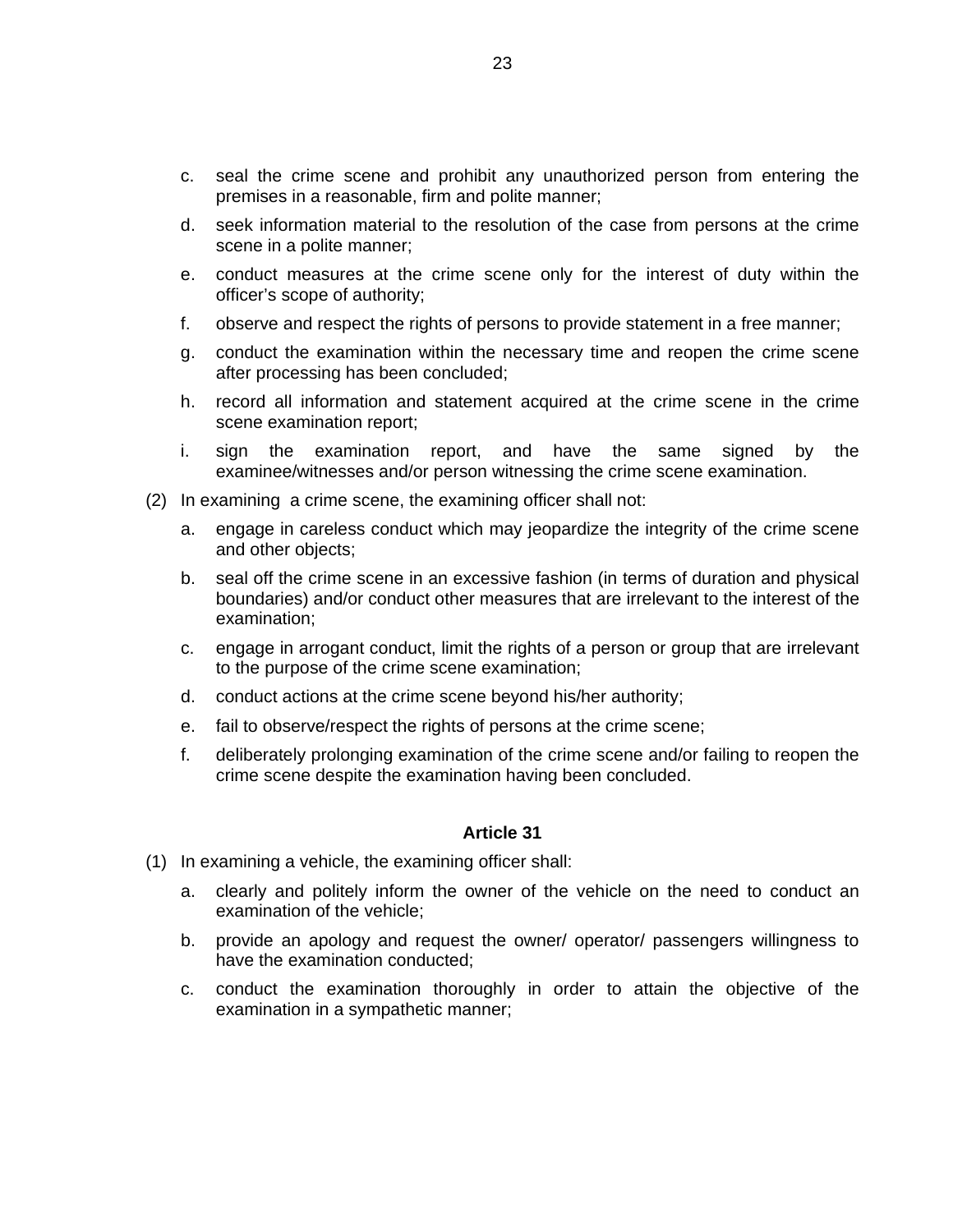c. seal the crime scene and prohibit any unauthorized person from entering the premises in a reasonable, firm and polite manner;

d. seek information material to the resolution of the case from persons at the crime scene in a polite manner;

e. conduct measures at the crime scene only for the interest of duty within the officer's scope of authority;

f. observe and respect the rights of persons to provide statement in a free manner;

g. conduct the examination within the necessary time and reopen the crime scene after processing has been concluded;

h. record all information and statement acquired at the crime scene in the crime scene examination report;

i. sign the examination report, and have the same signed by the examinee/witnesses and/or person witnessing the crime scene examination.

(2) In examining a crime scene, the examining officer shall not:

a. engage in careless conduct which may jeopardize the integrity of the crime scene and other objects;

b. seal off the crime scene in an excessive fashion (in terms of duration and physical boundaries) and/or conduct other measures that are irrelevant to the interest of the examination;

c. engage in arrogant conduct, limit the rights of a person or group that are irrelevant to the purpose of the crime scene examination;

d. conduct actions at the crime scene beyond his/her authority;

e. fail to observe/respect the rights of persons at the crime scene;

f. deliberately prolonging examination of the crime scene and/or failing to reopen the crime scene despite the examination having been concluded.

**Article 31**

(1) In examining a vehicle, the examining officer shall:

a. clearly and politely inform the owner of the vehicle on the need to conduct an examination of the vehicle;

b. provide an apology and request the owner/ operator/ passengers willingness to have the examination conducted;

c. conduct the examination thoroughly in order to attain the objective of the examination in a sympathetic manner;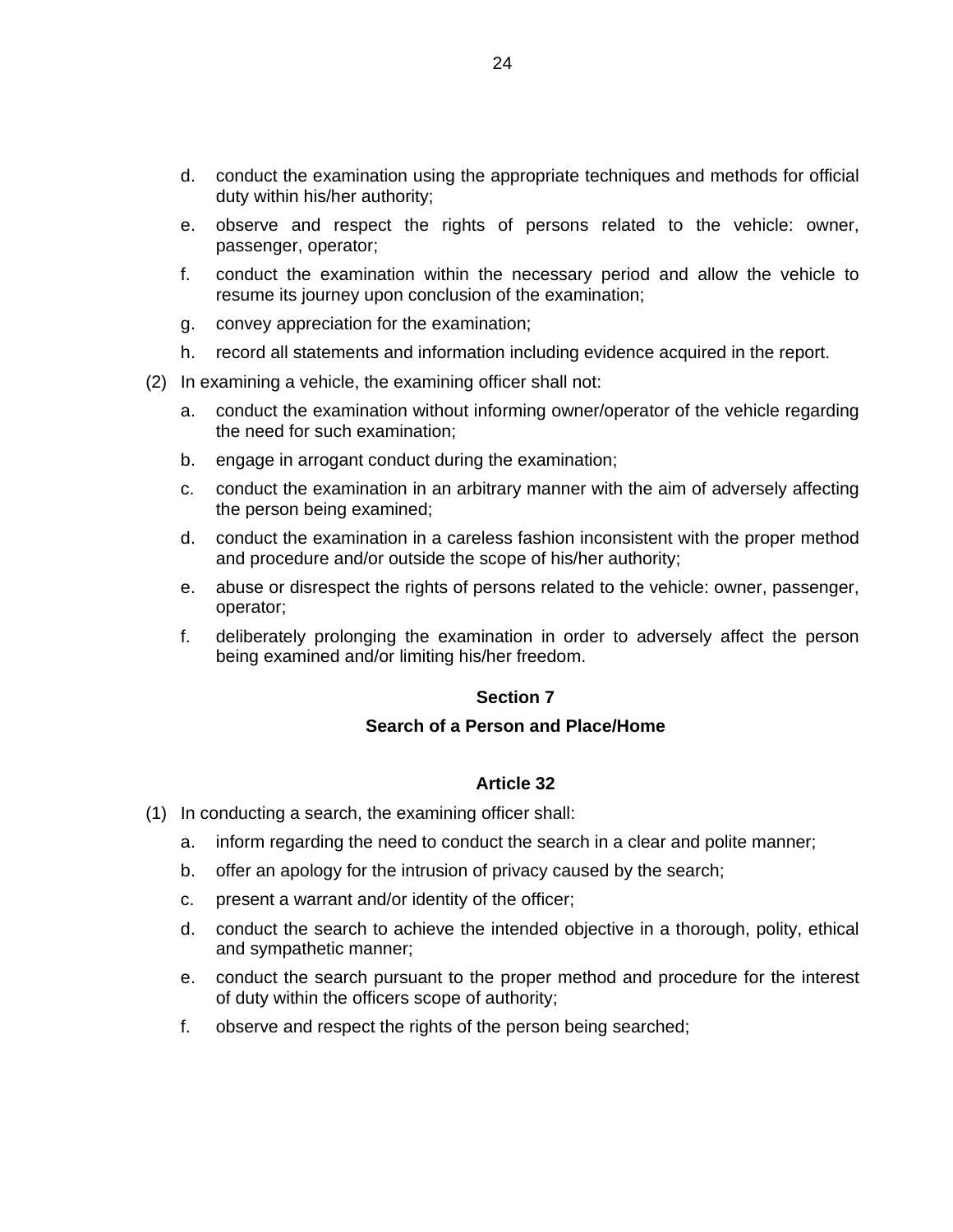d. conduct the examination using the appropriate techniques and methods for official duty within his/her authority;

e. observe and respect the rights of persons related to the vehicle: owner, passenger, operator;

f. conduct the examination within the necessary period and allow the vehicle to resume its journey upon conclusion of the examination;

g. convey appreciation for the examination;

h. record all statements and information including evidence acquired in the report.

(2) In examining a vehicle, the examining officer shall not:

a. conduct the examination without informing owner/operator of the vehicle regarding the need for such examination;

b. engage in arrogant conduct during the examination;

c. conduct the examination in an arbitrary manner with the aim of adversely affecting the person being examined;

d. conduct the examination in a careless fashion inconsistent with the proper method and procedure and/or outside the scope of his/her authority;

e. abuse or disrespect the rights of persons related to the vehicle: owner, passenger, operator;

f. deliberately prolonging the examination in order to adversely affect the person being examined and/or limiting his/her freedom.

## Section 7

## Search of a Person and Place/Home

### Article 32

(1) In conducting a search, the examining officer shall:

a. inform regarding the need to conduct the search in a clear and polite manner;

b. offer an apology for the intrusion of privacy caused by the search;

c. present a warrant and/or identity of the officer;

d. conduct the search to achieve the intended objective in a thorough, polity, ethical and sympathetic manner;

e. conduct the search pursuant to the proper method and procedure for the interest of duty within the officers scope of authority;

f. observe and respect the rights of the person being searched;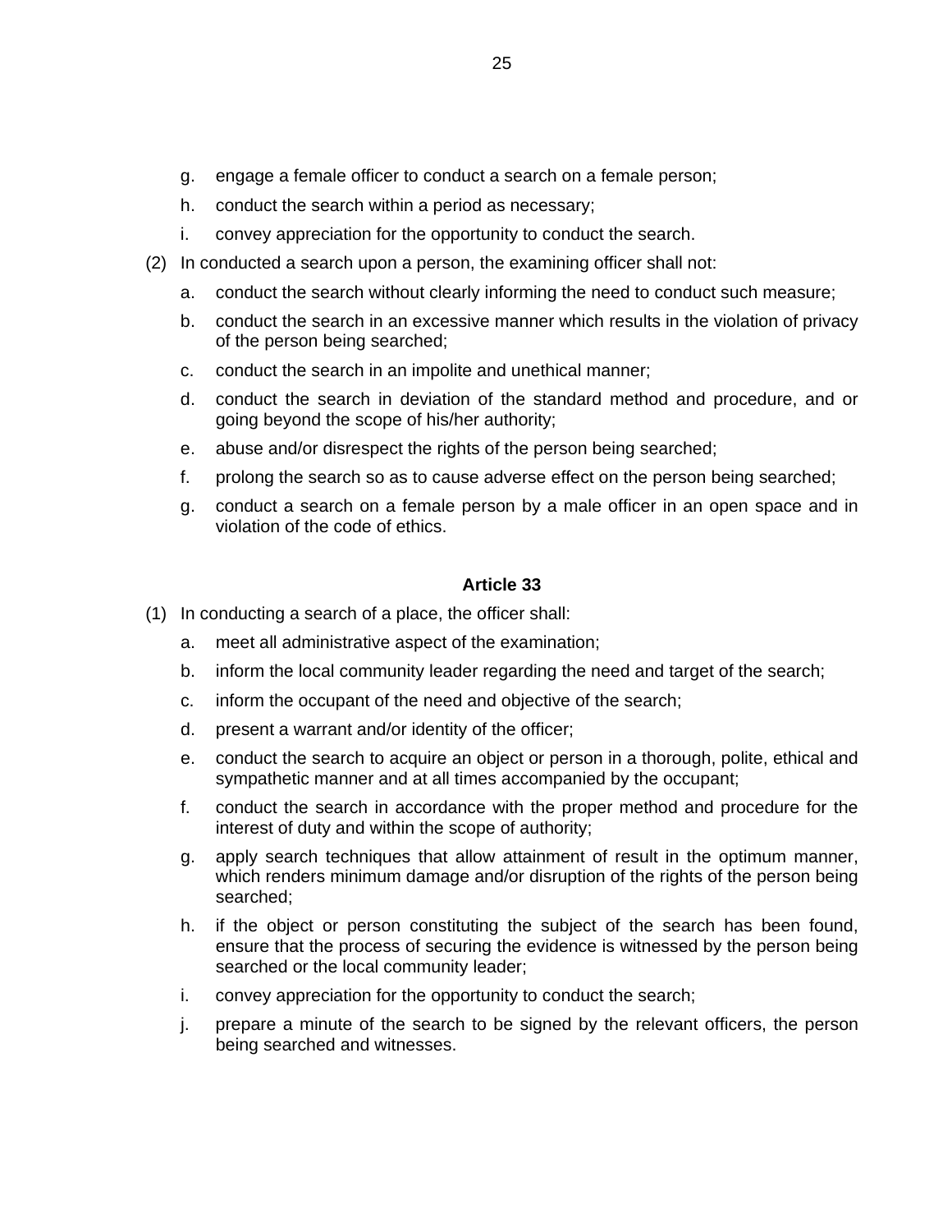g. engage a female officer to conduct a search on a female person;

h. conduct the search within a period as necessary;

i. convey appreciation for the opportunity to conduct the search.

(2) In conducted a search upon a person, the examining officer shall not:

a. conduct the search without clearly informing the need to conduct such measure;

b. conduct the search in an excessive manner which results in the violation of privacy of the person being searched;

c. conduct the search in an impolite and unethical manner;

d. conduct the search in deviation of the standard method and procedure, and or going beyond the scope of his/her authority;

e. abuse and/or disrespect the rights of the person being searched;

f. prolong the search so as to cause adverse effect on the person being searched;

g. conduct a search on a female person by a male officer in an open space and in violation of the code of ethics.

**Article 33**

(1) In conducting a search of a place, the officer shall:

a. meet all administrative aspect of the examination;

b. inform the local community leader regarding the need and target of the search;

c. inform the occupant of the need and objective of the search;

d. present a warrant and/or identity of the officer;

e. conduct the search to acquire an object or person in a thorough, polite, ethical and sympathetic manner and at all times accompanied by the occupant;

f. conduct the search in accordance with the proper method and procedure for the interest of duty and within the scope of authority;

g. apply search techniques that allow attainment of result in the optimum manner, which renders minimum damage and/or disruption of the rights of the person being searched;

h. if the object or person constituting the subject of the search has been found, ensure that the process of securing the evidence is witnessed by the person being searched or the local community leader;

i. convey appreciation for the opportunity to conduct the search;

j. prepare a minute of the search to be signed by the relevant officers, the person being searched and witnesses.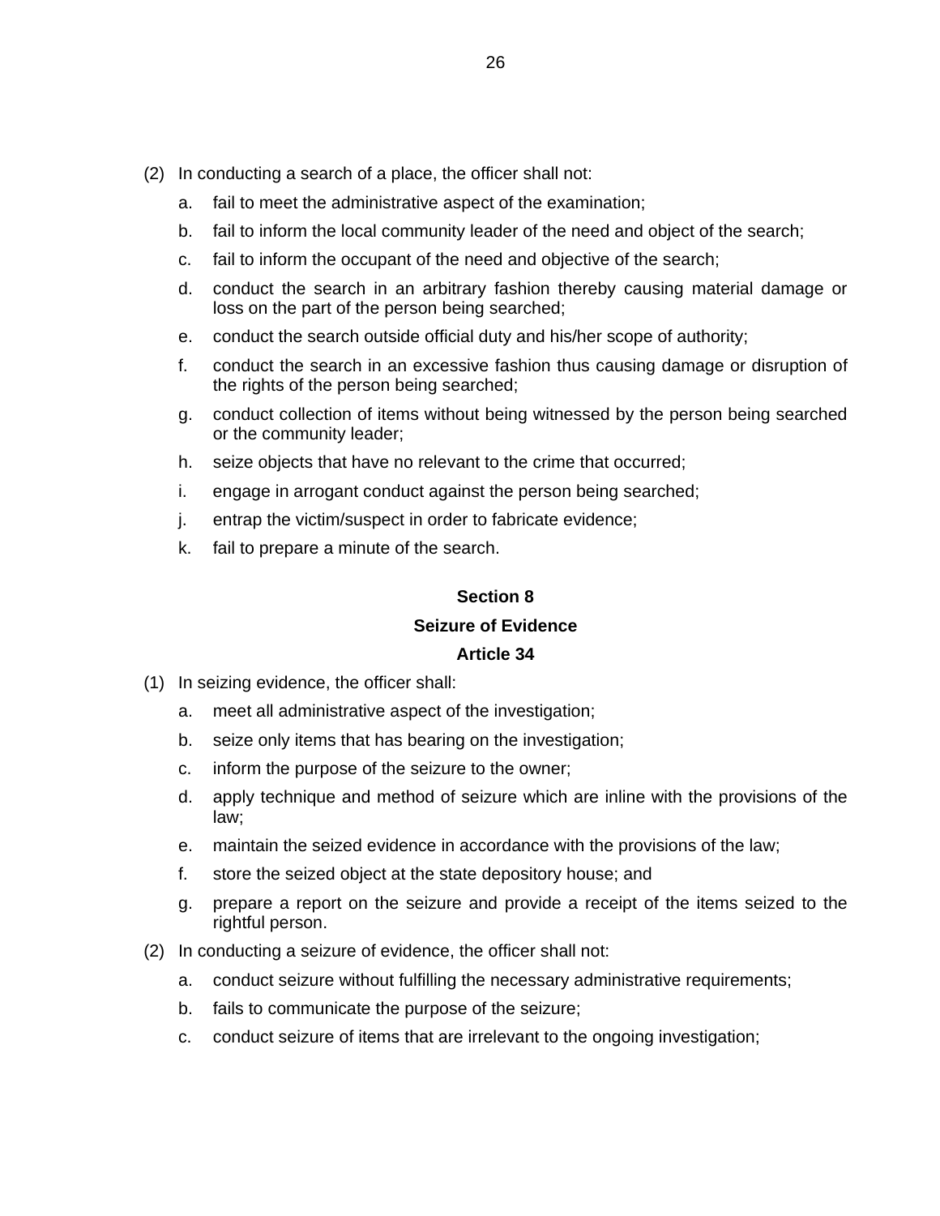(2) In conducting a search of a place, the officer shall not:

   a. fail to meet the administrative aspect of the examination;
   b. fail to inform the local community leader of the need and object of the search;
   c. fail to inform the occupant of the need and objective of the search;
   d. conduct the search in an arbitrary fashion thereby causing material damage or loss on the part of the person being searched;
   e. conduct the search outside official duty and his/her scope of authority;
   f. conduct the search in an excessive fashion thus causing damage or disruption of the rights of the person being searched;
   g. conduct collection of items without being witnessed by the person being searched or the community leader;
   h. seize objects that have no relevant to the crime that occurred;
   i. engage in arrogant conduct against the person being searched;
   j. entrap the victim/suspect in order to fabricate evidence;
   k. fail to prepare a minute of the search.

**Section 8**

**Seizure of Evidence**

**Article 34**

(1) In seizing evidence, the officer shall:

   a. meet all administrative aspect of the investigation;
   b. seize only items that has bearing on the investigation;
   c. inform the purpose of the seizure to the owner;
   d. apply technique and method of seizure which are inline with the provisions of the law;
   e. maintain the seized evidence in accordance with the provisions of the law;
   f. store the seized object at the state depository house; and
   g. prepare a report on the seizure and provide a receipt of the items seized to the rightful person.

(2) In conducting a seizure of evidence, the officer shall not:

   a. conduct seizure without fulfilling the necessary administrative requirements;
   b. fails to communicate the purpose of the seizure;
   c. conduct seizure of items that are irrelevant to the ongoing investigation;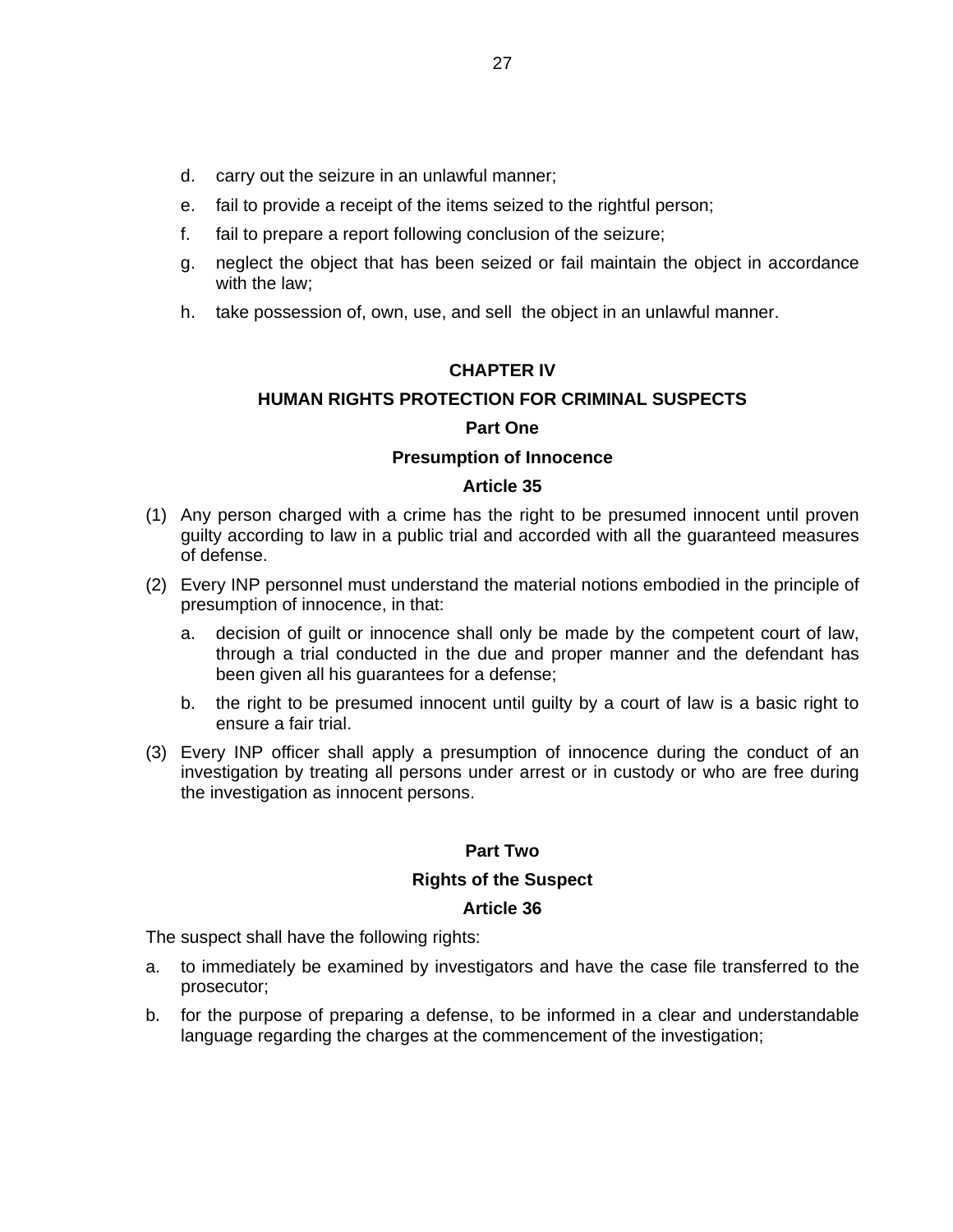d. carry out the seizure in an unlawful manner;
e. fail to provide a receipt of the items seized to the rightful person;
f. fail to prepare a report following conclusion of the seizure;
g. neglect the object that has been seized or fail maintain the object in accordance with the law;
h. take possession of, own, use, and sell the object in an unlawful manner.

## CHAPTER IV

## HUMAN RIGHTS PROTECTION FOR CRIMINAL SUSPECTS

### Part One

### Presumption of Innocence

#### Article 35

(1) Any person charged with a crime has the right to be presumed innocent until proven guilty according to law in a public trial and accorded with all the guaranteed measures of defense.

(2) Every INP personnel must understand the material notions embodied in the principle of presumption of innocence, in that:

   a. decision of guilt or innocence shall only be made by the competent court of law, through a trial conducted in the due and proper manner and the defendant has been given all his guarantees for a defense;

   b. the right to be presumed innocent until guilty by a court of law is a basic right to ensure a fair trial.

(3) Every INP officer shall apply a presumption of innocence during the conduct of an investigation by treating all persons under arrest or in custody or who are free during the investigation as innocent persons.

### Part Two

### Rights of the Suspect

#### Article 36

The suspect shall have the following rights:

a. to immediately be examined by investigators and have the case file transferred to the prosecutor;
b. for the purpose of preparing a defense, to be informed in a clear and understandable language regarding the charges at the commencement of the investigation;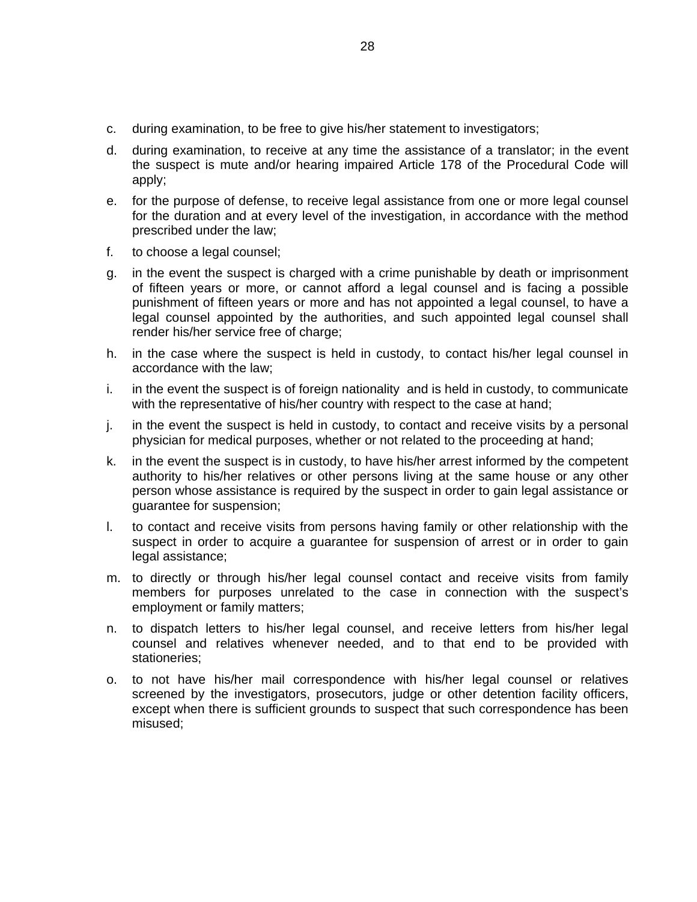c. during examination, to be free to give his/her statement to investigators;

d. during examination, to receive at any time the assistance of a translator; in the event the suspect is mute and/or hearing impaired Article 178 of the Procedural Code will apply;

e. for the purpose of defense, to receive legal assistance from one or more legal counsel for the duration and at every level of the investigation, in accordance with the method prescribed under the law;

f. to choose a legal counsel;

g. in the event the suspect is charged with a crime punishable by death or imprisonment of fifteen years or more, or cannot afford a legal counsel and is facing a possible punishment of fifteen years or more and has not appointed a legal counsel, to have a legal counsel appointed by the authorities, and such appointed legal counsel shall render his/her service free of charge;

h. in the case where the suspect is held in custody, to contact his/her legal counsel in accordance with the law;

i. in the event the suspect is of foreign nationality and is held in custody, to communicate with the representative of his/her country with respect to the case at hand;

j. in the event the suspect is held in custody, to contact and receive visits by a personal physician for medical purposes, whether or not related to the proceeding at hand;

k. in the event the suspect is in custody, to have his/her arrest informed by the competent authority to his/her relatives or other persons living at the same house or any other person whose assistance is required by the suspect in order to gain legal assistance or guarantee for suspension;

l. to contact and receive visits from persons having family or other relationship with the suspect in order to acquire a guarantee for suspension of arrest or in order to gain legal assistance;

m. to directly or through his/her legal counsel contact and receive visits from family members for purposes unrelated to the case in connection with the suspect's employment or family matters;

n. to dispatch letters to his/her legal counsel, and receive letters from his/her legal counsel and relatives whenever needed, and to that end to be provided with stationeries;

o. to not have his/her mail correspondence with his/her legal counsel or relatives screened by the investigators, prosecutors, judge or other detention facility officers, except when there is sufficient grounds to suspect that such correspondence has been misused;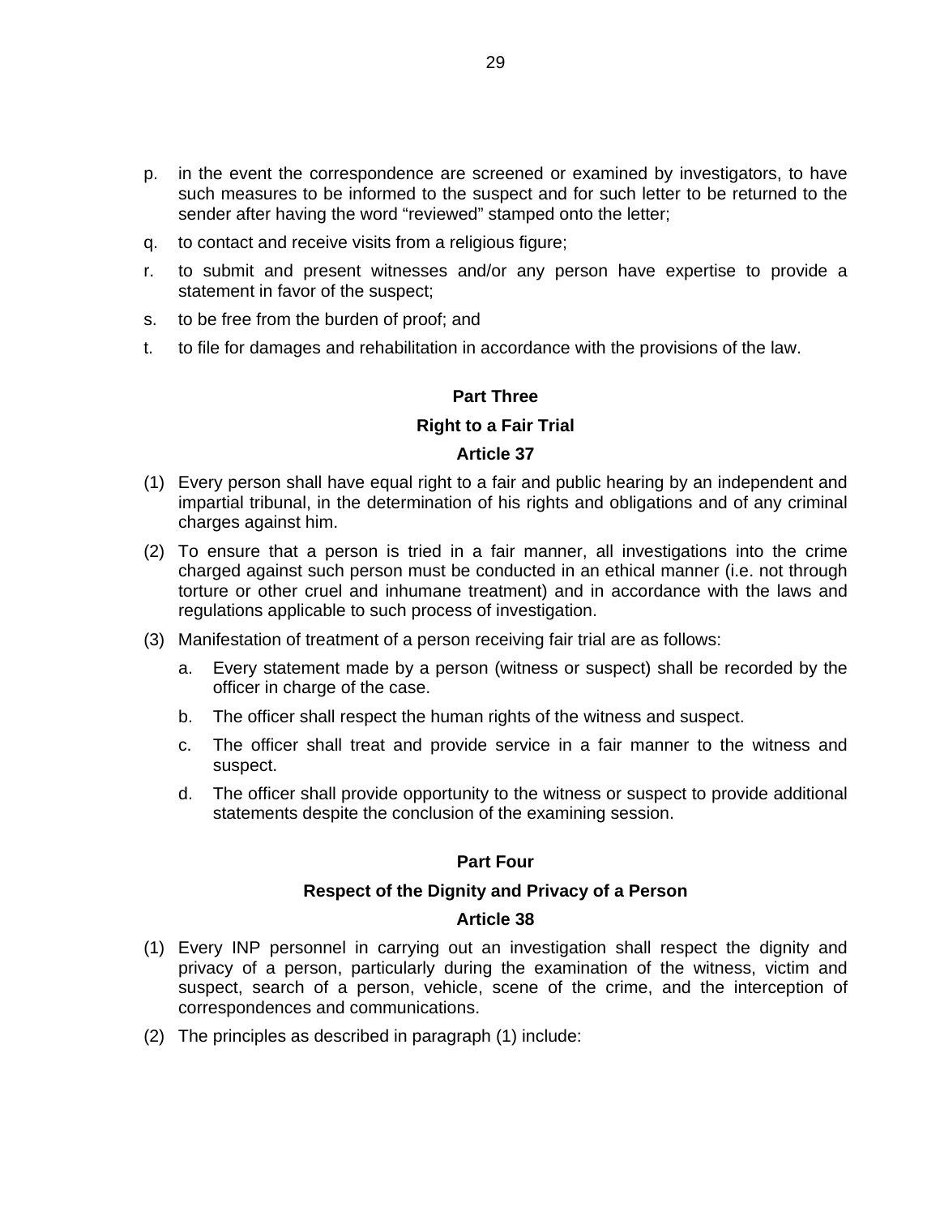p. in the event the correspondence are screened or examined by investigators, to have such measures to be informed to the suspect and for such letter to be returned to the sender after having the word "reviewed" stamped onto the letter;

q. to contact and receive visits from a religious figure;

r. to submit and present witnesses and/or any person have expertise to provide a statement in favor of the suspect;

s. to be free from the burden of proof; and

t. to file for damages and rehabilitation in accordance with the provisions of the law.

## Part Three

## Right to a Fair Trial

### Article 37

(1) Every person shall have equal right to a fair and public hearing by an independent and impartial tribunal, in the determination of his rights and obligations and of any criminal charges against him.

(2) To ensure that a person is tried in a fair manner, all investigations into the crime charged against such person must be conducted in an ethical manner (i.e. not through torture or other cruel and inhumane treatment) and in accordance with the laws and regulations applicable to such process of investigation.

(3) Manifestation of treatment of a person receiving fair trial are as follows:

   a. Every statement made by a person (witness or suspect) shall be recorded by the officer in charge of the case.

   b. The officer shall respect the human rights of the witness and suspect.

   c. The officer shall treat and provide service in a fair manner to the witness and suspect.

   d. The officer shall provide opportunity to the witness or suspect to provide additional statements despite the conclusion of the examining session.

## Part Four

## Respect of the Dignity and Privacy of a Person

### Article 38

(1) Every INP personnel in carrying out an investigation shall respect the dignity and privacy of a person, particularly during the examination of the witness, victim and suspect, search of a person, vehicle, scene of the crime, and the interception of correspondences and communications.

(2) The principles as described in paragraph (1) include: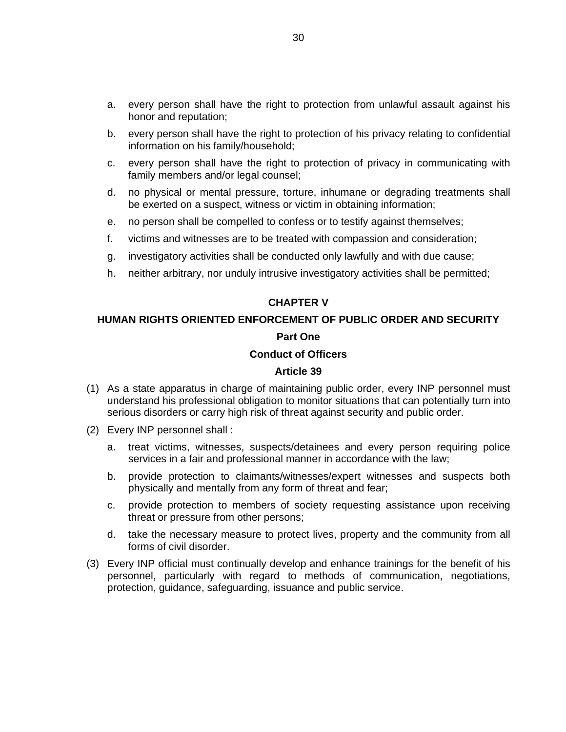a. every person shall have the right to protection from unlawful assault against his honor and reputation;
b. every person shall have the right to protection of his privacy relating to confidential information on his family/household;
c. every person shall have the right to protection of privacy in communicating with family members and/or legal counsel;
d. no physical or mental pressure, torture, inhumane or degrading treatments shall be exerted on a suspect, witness or victim in obtaining information;
e. no person shall be compelled to confess or to testify against themselves;
f. victims and witnesses are to be treated with compassion and consideration;
g. investigatory activities shall be conducted only lawfully and with due cause;
h. neither arbitrary, nor unduly intrusive investigatory activities shall be permitted;

## CHAPTER V

## HUMAN RIGHTS ORIENTED ENFORCEMENT OF PUBLIC ORDER AND SECURITY

### Part One

### Conduct of Officers

### Article 39

(1) As a state apparatus in charge of maintaining public order, every INP personnel must understand his professional obligation to monitor situations that can potentially turn into serious disorders or carry high risk of threat against security and public order.

(2) Every INP personnel shall :

a. treat victims, witnesses, suspects/detainees and every person requiring police services in a fair and professional manner in accordance with the law;
b. provide protection to claimants/witnesses/expert witnesses and suspects both physically and mentally from any form of threat and fear;
c. provide protection to members of society requesting assistance upon receiving threat or pressure from other persons;
d. take the necessary measure to protect lives, property and the community from all forms of civil disorder.

(3) Every INP official must continually develop and enhance trainings for the benefit of his personnel, particularly with regard to methods of communication, negotiations, protection, guidance, safeguarding, issuance and public service.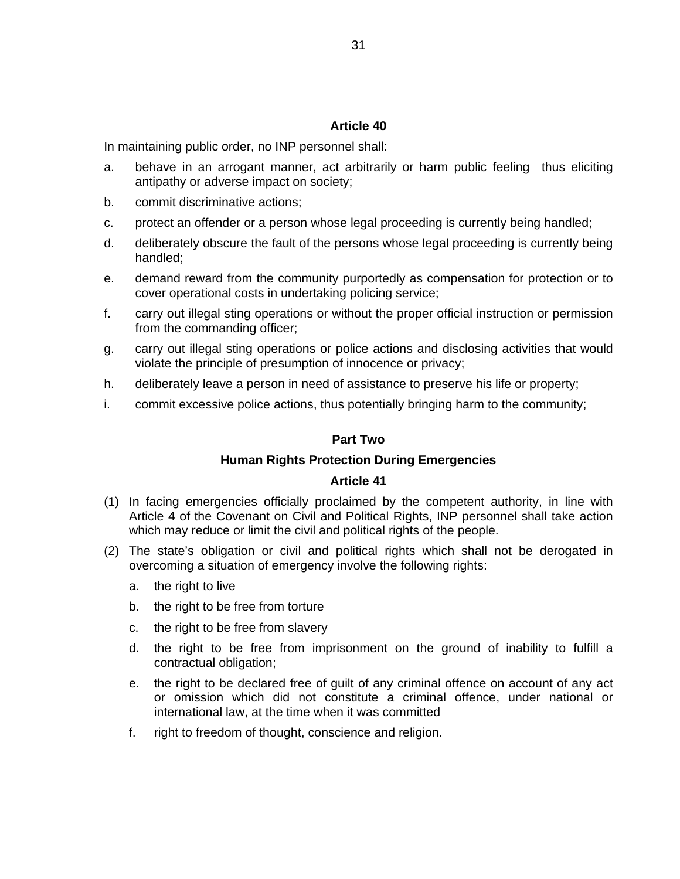**Article 40**

In maintaining public order, no INP personnel shall:

a. behave in an arrogant manner, act arbitrarily or harm public feeling thus eliciting antipathy or adverse impact on society;

b. commit discriminative actions;

c. protect an offender or a person whose legal proceeding is currently being handled;

d. deliberately obscure the fault of the persons whose legal proceeding is currently being handled;

e. demand reward from the community purportedly as compensation for protection or to cover operational costs in undertaking policing service;

f. carry out illegal sting operations or without the proper official instruction or permission from the commanding officer;

g. carry out illegal sting operations or police actions and disclosing activities that would violate the principle of presumption of innocence or privacy;

h. deliberately leave a person in need of assistance to preserve his life or property;

i. commit excessive police actions, thus potentially bringing harm to the community;

**Part Two**

**Human Rights Protection During Emergencies**

**Article 41**

(1) In facing emergencies officially proclaimed by the competent authority, in line with Article 4 of the Covenant on Civil and Political Rights, INP personnel shall take action which may reduce or limit the civil and political rights of the people.

(2) The state's obligation or civil and political rights which shall not be derogated in overcoming a situation of emergency involve the following rights:

   a. the right to live

   b. the right to be free from torture

   c. the right to be free from slavery

   d. the right to be free from imprisonment on the ground of inability to fulfill a contractual obligation;

   e. the right to be declared free of guilt of any criminal offence on account of any act or omission which did not constitute a criminal offence, under national or international law, at the time when it was committed

   f. right to freedom of thought, conscience and religion.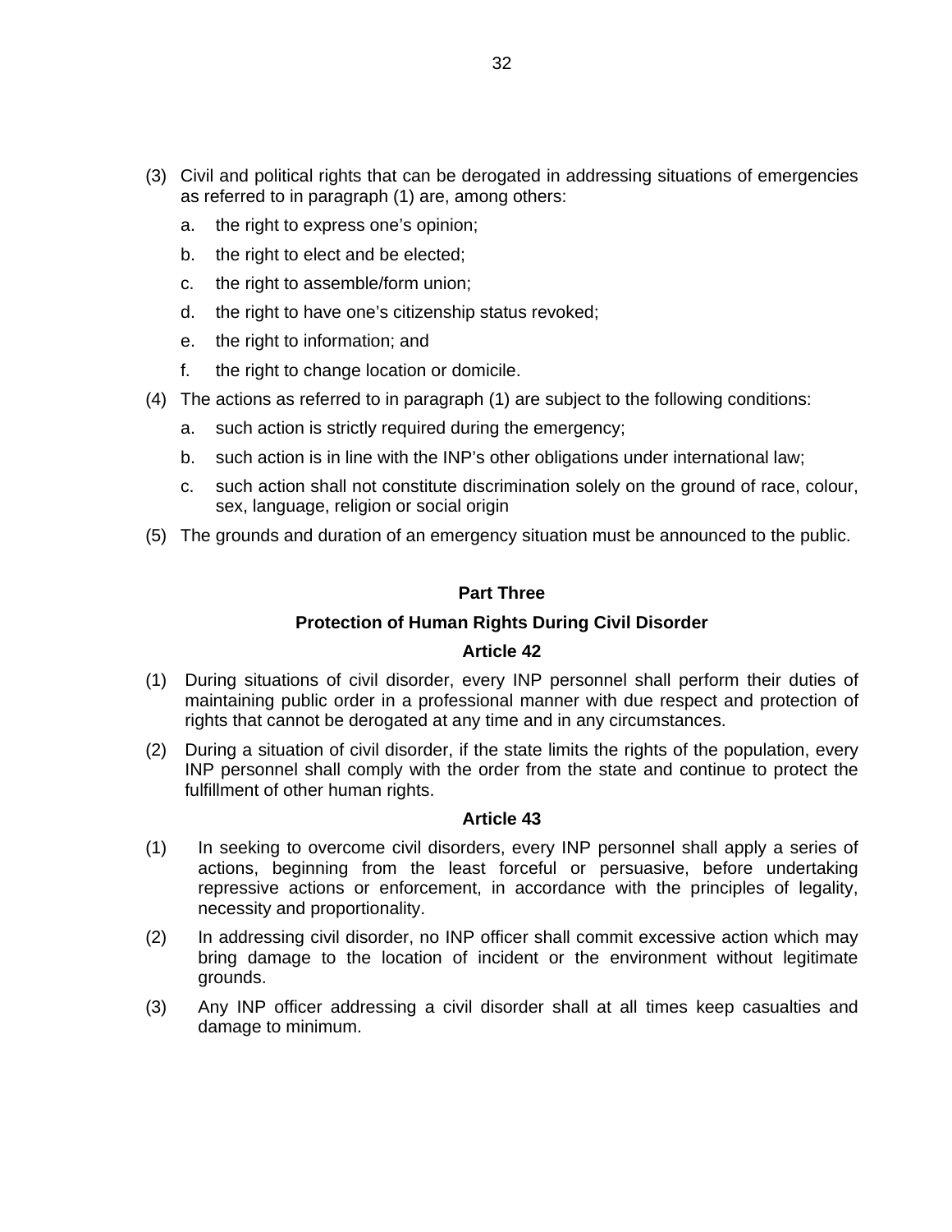(3) Civil and political rights that can be derogated in addressing situations of emergencies as referred to in paragraph (1) are, among others:

   a. the right to express one's opinion;

   b. the right to elect and be elected;

   c. the right to assemble/form union;

   d. the right to have one's citizenship status revoked;

   e. the right to information; and

   f. the right to change location or domicile.

(4) The actions as referred to in paragraph (1) are subject to the following conditions:

   a. such action is strictly required during the emergency;

   b. such action is in line with the INP's other obligations under international law;

   c. such action shall not constitute discrimination solely on the ground of race, colour, sex, language, religion or social origin

(5) The grounds and duration of an emergency situation must be announced to the public.

## Part Three

## Protection of Human Rights During Civil Disorder

### Article 42

(1) During situations of civil disorder, every INP personnel shall perform their duties of maintaining public order in a professional manner with due respect and protection of rights that cannot be derogated at any time and in any circumstances.

(2) During a situation of civil disorder, if the state limits the rights of the population, every INP personnel shall comply with the order from the state and continue to protect the fulfillment of other human rights.

### Article 43

(1) In seeking to overcome civil disorders, every INP personnel shall apply a series of actions, beginning from the least forceful or persuasive, before undertaking repressive actions or enforcement, in accordance with the principles of legality, necessity and proportionality.

(2) In addressing civil disorder, no INP officer shall commit excessive action which may bring damage to the location of incident or the environment without legitimate grounds.

(3) Any INP officer addressing a civil disorder shall at all times keep casualties and damage to minimum.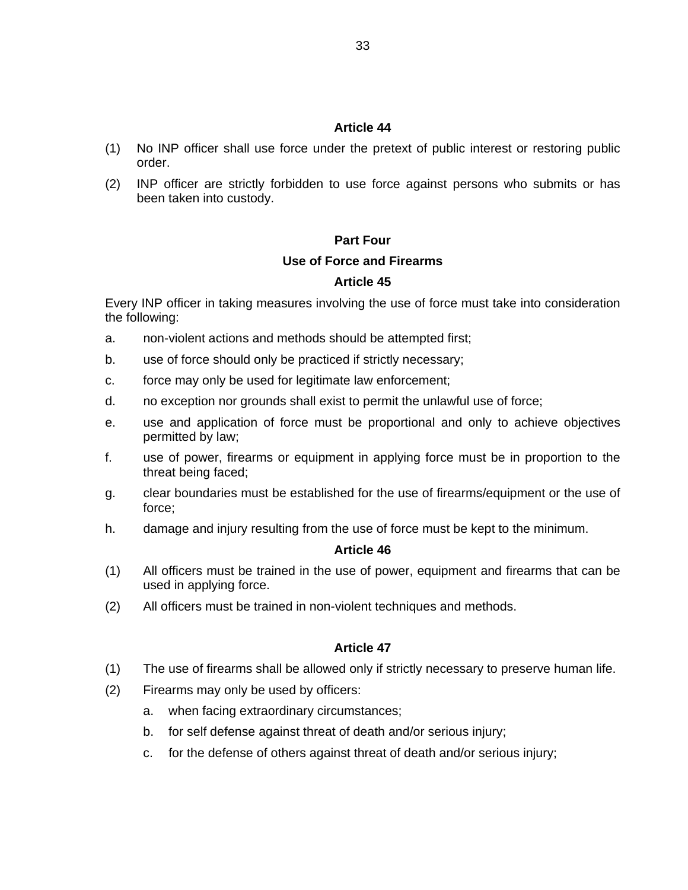### Article 44

(1) No INP officer shall use force under the pretext of public interest or restoring public order.

(2) INP officer are strictly forbidden to use force against persons who submits or has been taken into custody.

## Part Four

## Use of Force and Firearms

### Article 45

Every INP officer in taking measures involving the use of force must take into consideration the following:

a. non-violent actions and methods should be attempted first;

b. use of force should only be practiced if strictly necessary;

c. force may only be used for legitimate law enforcement;

d. no exception nor grounds shall exist to permit the unlawful use of force;

e. use and application of force must be proportional and only to achieve objectives permitted by law;

f. use of power, firearms or equipment in applying force must be in proportion to the threat being faced;

g. clear boundaries must be established for the use of firearms/equipment or the use of force;

h. damage and injury resulting from the use of force must be kept to the minimum.

### Article 46

(1) All officers must be trained in the use of power, equipment and firearms that can be used in applying force.

(2) All officers must be trained in non-violent techniques and methods.

### Article 47

(1) The use of firearms shall be allowed only if strictly necessary to preserve human life.

(2) Firearms may only be used by officers:

   a. when facing extraordinary circumstances;

   b. for self defense against threat of death and/or serious injury;

   c. for the defense of others against threat of death and/or serious injury;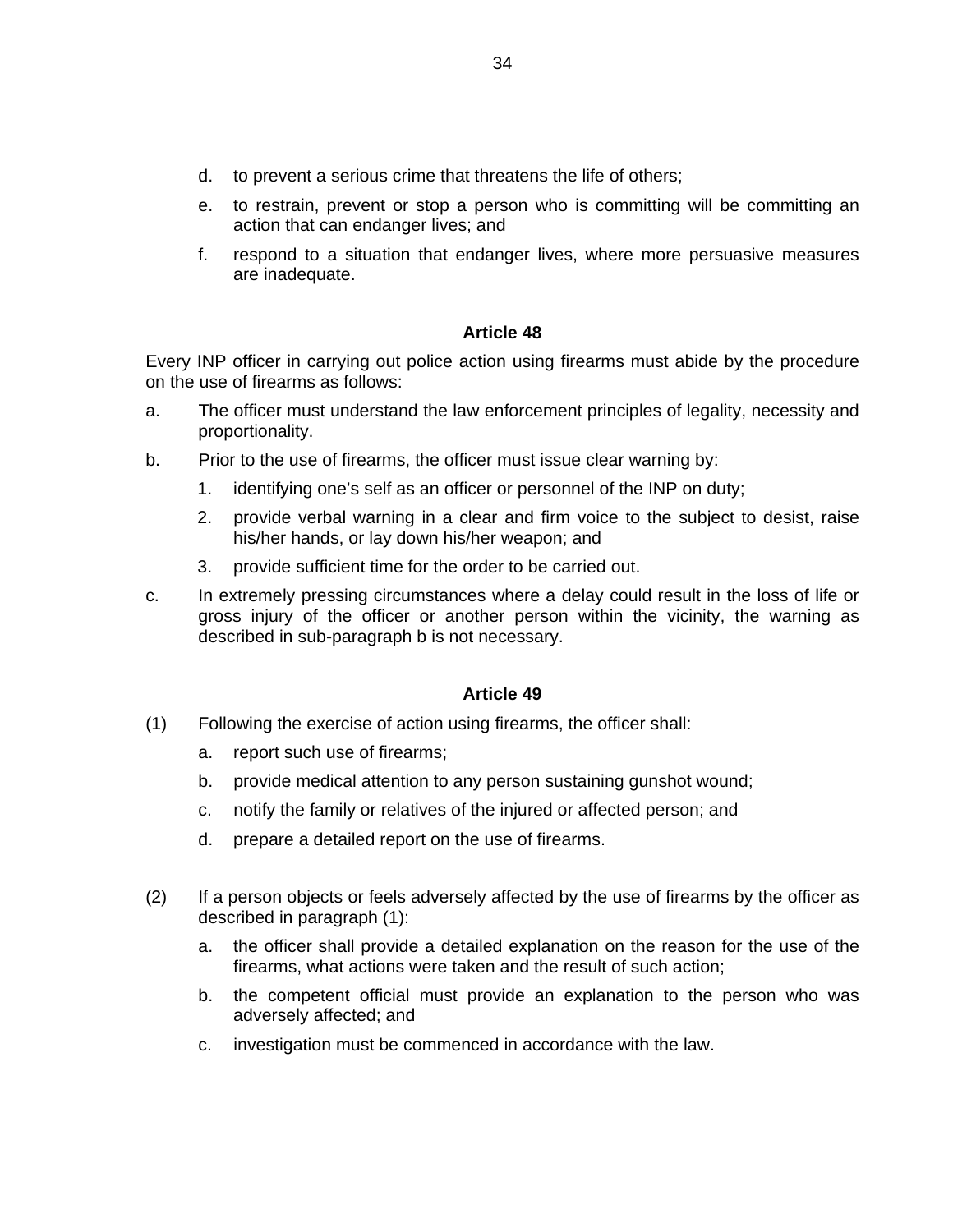d. to prevent a serious crime that threatens the life of others;

e. to restrain, prevent or stop a person who is committing will be committing an action that can endanger lives; and

f. respond to a situation that endanger lives, where more persuasive measures are inadequate.

**Article 48**

Every INP officer in carrying out police action using firearms must abide by the procedure on the use of firearms as follows:

a. The officer must understand the law enforcement principles of legality, necessity and proportionality.

b. Prior to the use of firearms, the officer must issue clear warning by:

   1. identifying one's self as an officer or personnel of the INP on duty;
   2. provide verbal warning in a clear and firm voice to the subject to desist, raise his/her hands, or lay down his/her weapon; and
   3. provide sufficient time for the order to be carried out.

c. In extremely pressing circumstances where a delay could result in the loss of life or gross injury of the officer or another person within the vicinity, the warning as described in sub-paragraph b is not necessary.

**Article 49**

(1) Following the exercise of action using firearms, the officer shall:

   a. report such use of firearms;
   b. provide medical attention to any person sustaining gunshot wound;
   c. notify the family or relatives of the injured or affected person; and
   d. prepare a detailed report on the use of firearms.

(2) If a person objects or feels adversely affected by the use of firearms by the officer as described in paragraph (1):

   a. the officer shall provide a detailed explanation on the reason for the use of the firearms, what actions were taken and the result of such action;
   b. the competent official must provide an explanation to the person who was adversely affected; and
   c. investigation must be commenced in accordance with the law.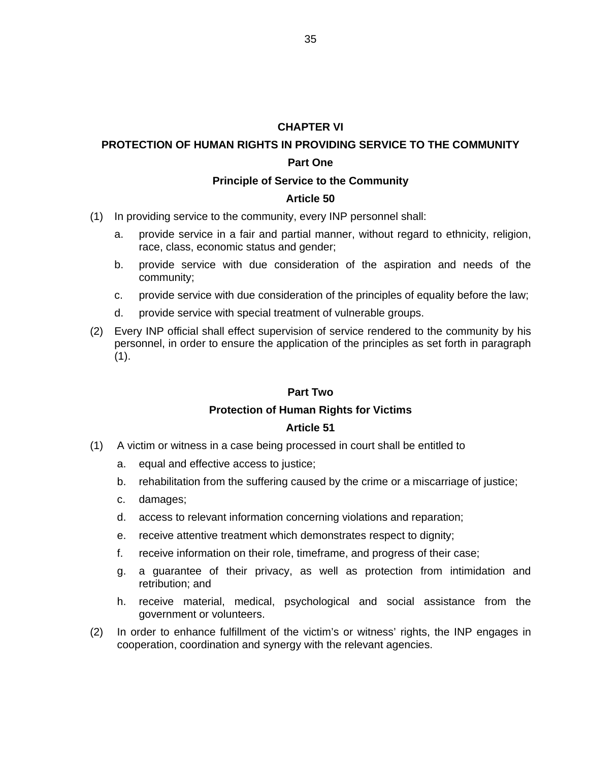## CHAPTER VI

## PROTECTION OF HUMAN RIGHTS IN PROVIDING SERVICE TO THE COMMUNITY

### Part One

### Principle of Service to the Community

#### Article 50

(1) In providing service to the community, every INP personnel shall:

  a. provide service in a fair and partial manner, without regard to ethnicity, religion, race, class, economic status and gender;

  b. provide service with due consideration of the aspiration and needs of the community;

  c. provide service with due consideration of the principles of equality before the law;

  d. provide service with special treatment of vulnerable groups.

(2) Every INP official shall effect supervision of service rendered to the community by his personnel, in order to ensure the application of the principles as set forth in paragraph (1).

### Part Two

### Protection of Human Rights for Victims

#### Article 51

(1) A victim or witness in a case being processed in court shall be entitled to

  a. equal and effective access to justice;

  b. rehabilitation from the suffering caused by the crime or a miscarriage of justice;

  c. damages;

  d. access to relevant information concerning violations and reparation;

  e. receive attentive treatment which demonstrates respect to dignity;

  f. receive information on their role, timeframe, and progress of their case;

  g. a guarantee of their privacy, as well as protection from intimidation and retribution; and

  h. receive material, medical, psychological and social assistance from the government or volunteers.

(2) In order to enhance fulfillment of the victim's or witness' rights, the INP engages in cooperation, coordination and synergy with the relevant agencies.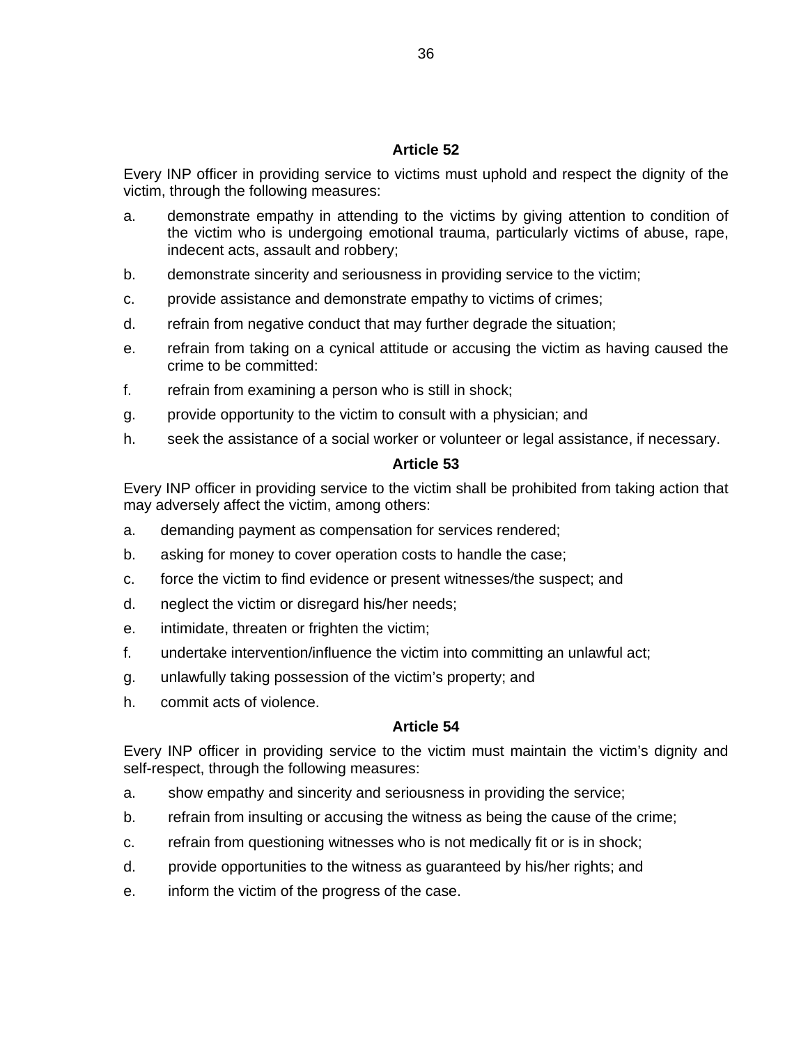### Article 52

Every INP officer in providing service to victims must uphold and respect the dignity of the victim, through the following measures:

a. demonstrate empathy in attending to the victims by giving attention to condition of the victim who is undergoing emotional trauma, particularly victims of abuse, rape, indecent acts, assault and robbery;

b. demonstrate sincerity and seriousness in providing service to the victim;

c. provide assistance and demonstrate empathy to victims of crimes;

d. refrain from negative conduct that may further degrade the situation;

e. refrain from taking on a cynical attitude or accusing the victim as having caused the crime to be committed:

f. refrain from examining a person who is still in shock;

g. provide opportunity to the victim to consult with a physician; and

h. seek the assistance of a social worker or volunteer or legal assistance, if necessary.

### Article 53

Every INP officer in providing service to the victim shall be prohibited from taking action that may adversely affect the victim, among others:

a. demanding payment as compensation for services rendered;

b. asking for money to cover operation costs to handle the case;

c. force the victim to find evidence or present witnesses/the suspect; and

d. neglect the victim or disregard his/her needs;

e. intimidate, threaten or frighten the victim;

f. undertake intervention/influence the victim into committing an unlawful act;

g. unlawfully taking possession of the victim's property; and

h. commit acts of violence.

### Article 54

Every INP officer in providing service to the victim must maintain the victim's dignity and self-respect, through the following measures:

a. show empathy and sincerity and seriousness in providing the service;

b. refrain from insulting or accusing the witness as being the cause of the crime;

c. refrain from questioning witnesses who is not medically fit or is in shock;

d. provide opportunities to the witness as guaranteed by his/her rights; and

e. inform the victim of the progress of the case.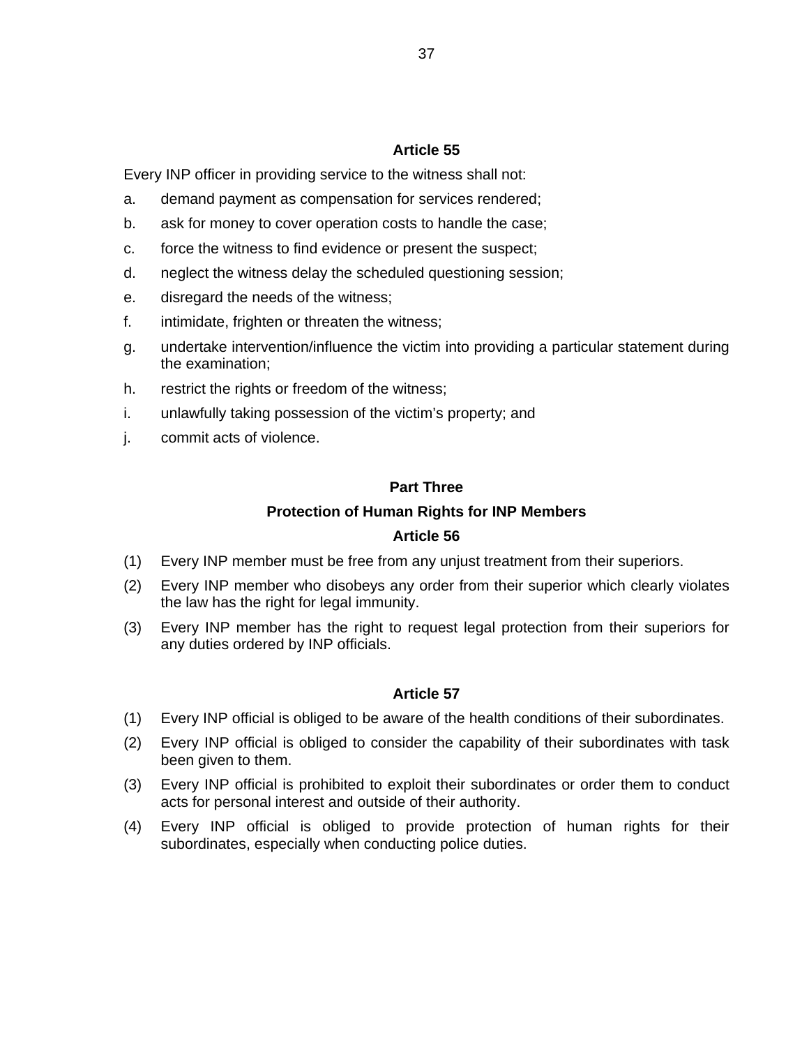### Article 55

Every INP officer in providing service to the witness shall not:

a. demand payment as compensation for services rendered;
b. ask for money to cover operation costs to handle the case;
c. force the witness to find evidence or present the suspect;
d. neglect the witness delay the scheduled questioning session;
e. disregard the needs of the witness;
f. intimidate, frighten or threaten the witness;
g. undertake intervention/influence the victim into providing a particular statement during the examination;
h. restrict the rights or freedom of the witness;
i. unlawfully taking possession of the victim's property; and
j. commit acts of violence.

## Part Three

## Protection of Human Rights for INP Members

### Article 56

(1) Every INP member must be free from any unjust treatment from their superiors.

(2) Every INP member who disobeys any order from their superior which clearly violates the law has the right for legal immunity.

(3) Every INP member has the right to request legal protection from their superiors for any duties ordered by INP officials.

### Article 57

(1) Every INP official is obliged to be aware of the health conditions of their subordinates.

(2) Every INP official is obliged to consider the capability of their subordinates with task been given to them.

(3) Every INP official is prohibited to exploit their subordinates or order them to conduct acts for personal interest and outside of their authority.

(4) Every INP official is obliged to provide protection of human rights for their subordinates, especially when conducting police duties.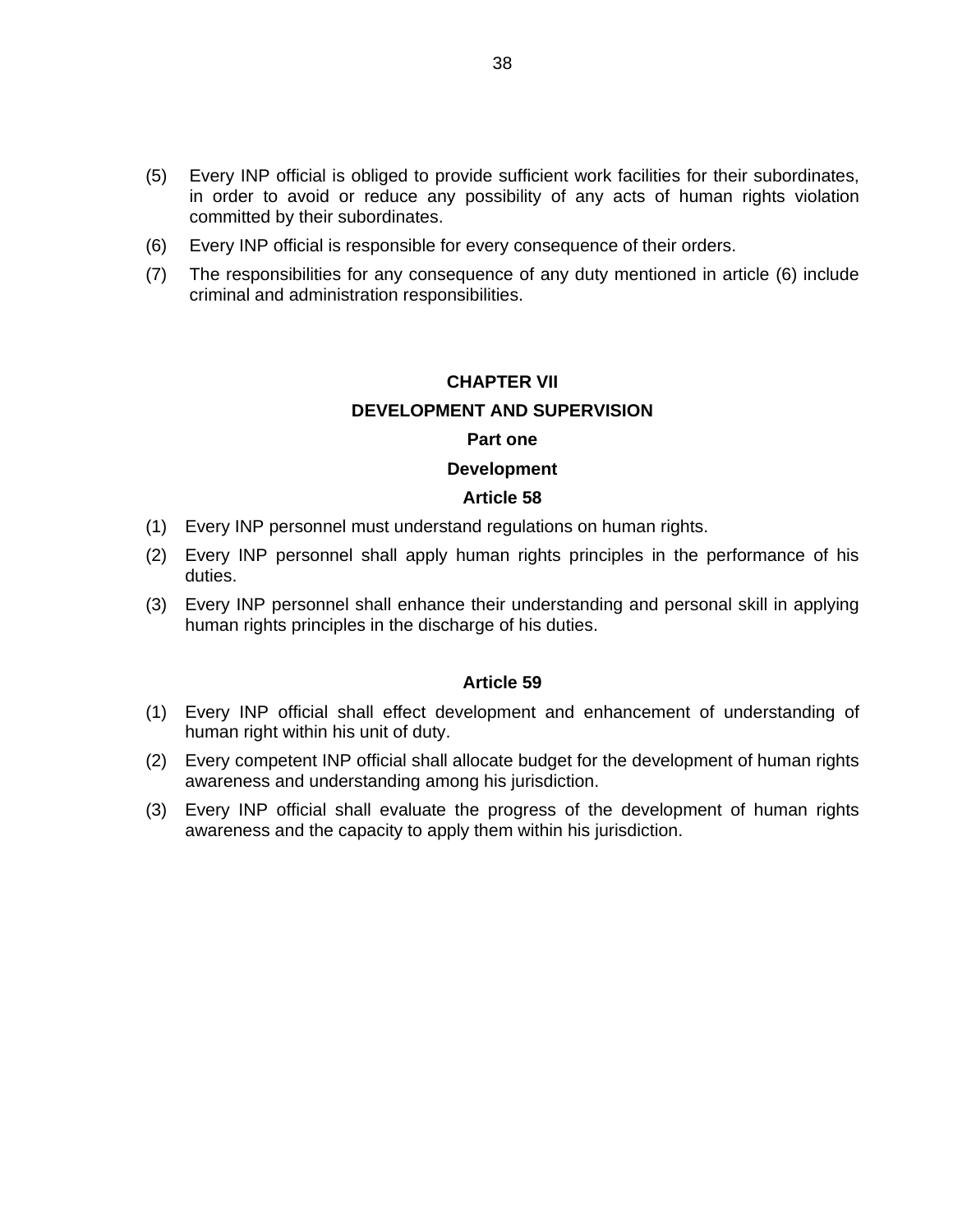(5) Every INP official is obliged to provide sufficient work facilities for their subordinates, in order to avoid or reduce any possibility of any acts of human rights violation committed by their subordinates.

(6) Every INP official is responsible for every consequence of their orders.

(7) The responsibilities for any consequence of any duty mentioned in article (6) include criminal and administration responsibilities.

## CHAPTER VII

## DEVELOPMENT AND SUPERVISION

### Part one

### Development

#### Article 58

(1) Every INP personnel must understand regulations on human rights.

(2) Every INP personnel shall apply human rights principles in the performance of his duties.

(3) Every INP personnel shall enhance their understanding and personal skill in applying human rights principles in the discharge of his duties.

#### Article 59

(1) Every INP official shall effect development and enhancement of understanding of human right within his unit of duty.

(2) Every competent INP official shall allocate budget for the development of human rights awareness and understanding among his jurisdiction.

(3) Every INP official shall evaluate the progress of the development of human rights awareness and the capacity to apply them within his jurisdiction.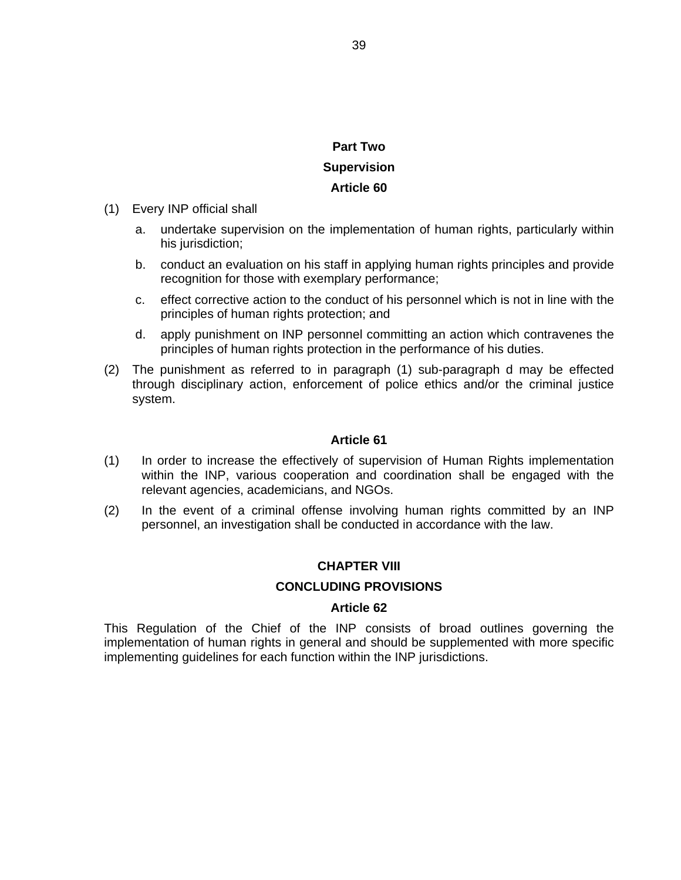## Part Two

## Supervision

### Article 60

(1) Every INP official shall

   a. undertake supervision on the implementation of human rights, particularly within his jurisdiction;

   b. conduct an evaluation on his staff in applying human rights principles and provide recognition for those with exemplary performance;

   c. effect corrective action to the conduct of his personnel which is not in line with the principles of human rights protection; and

   d. apply punishment on INP personnel committing an action which contravenes the principles of human rights protection in the performance of his duties.

(2) The punishment as referred to in paragraph (1) sub-paragraph d may be effected through disciplinary action, enforcement of police ethics and/or the criminal justice system.

### Article 61

(1) In order to increase the effectively of supervision of Human Rights implementation within the INP, various cooperation and coordination shall be engaged with the relevant agencies, academicians, and NGOs.

(2) In the event of a criminal offense involving human rights committed by an INP personnel, an investigation shall be conducted in accordance with the law.

## CHAPTER VIII

## CONCLUDING PROVISIONS

### Article 62

This Regulation of the Chief of the INP consists of broad outlines governing the implementation of human rights in general and should be supplemented with more specific implementing guidelines for each function within the INP jurisdictions.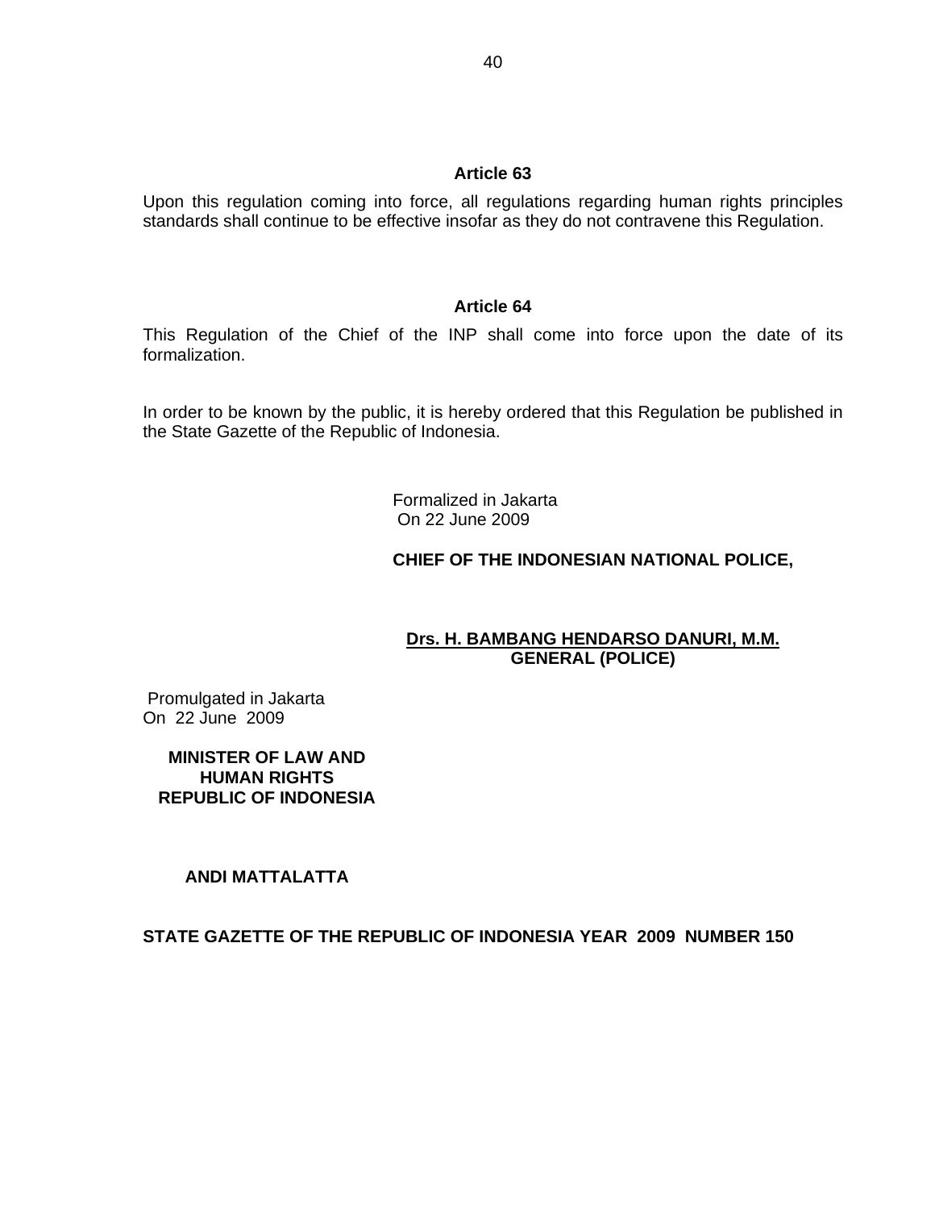### Article 63

Upon this regulation coming into force, all regulations regarding human rights principles standards shall continue to be effective insofar as they do not contravene this Regulation.

### Article 64

This Regulation of the Chief of the INP shall come into force upon the date of its formalization.

In order to be known by the public, it is hereby ordered that this Regulation be published in the State Gazette of the Republic of Indonesia.

Formalized in Jakarta
On 22 June 2009

**CHIEF OF THE INDONESIAN NATIONAL POLICE,**

**Drs. H. BAMBANG HENDARSO DANURI, M.M.**
**GENERAL (POLICE)**

Promulgated in Jakarta
On 22 June 2009

**MINISTER OF LAW AND HUMAN RIGHTS REPUBLIC OF INDONESIA**

**ANDI MATTALATTA**

**STATE GAZETTE OF THE REPUBLIC OF INDONESIA YEAR 2009 NUMBER 150**